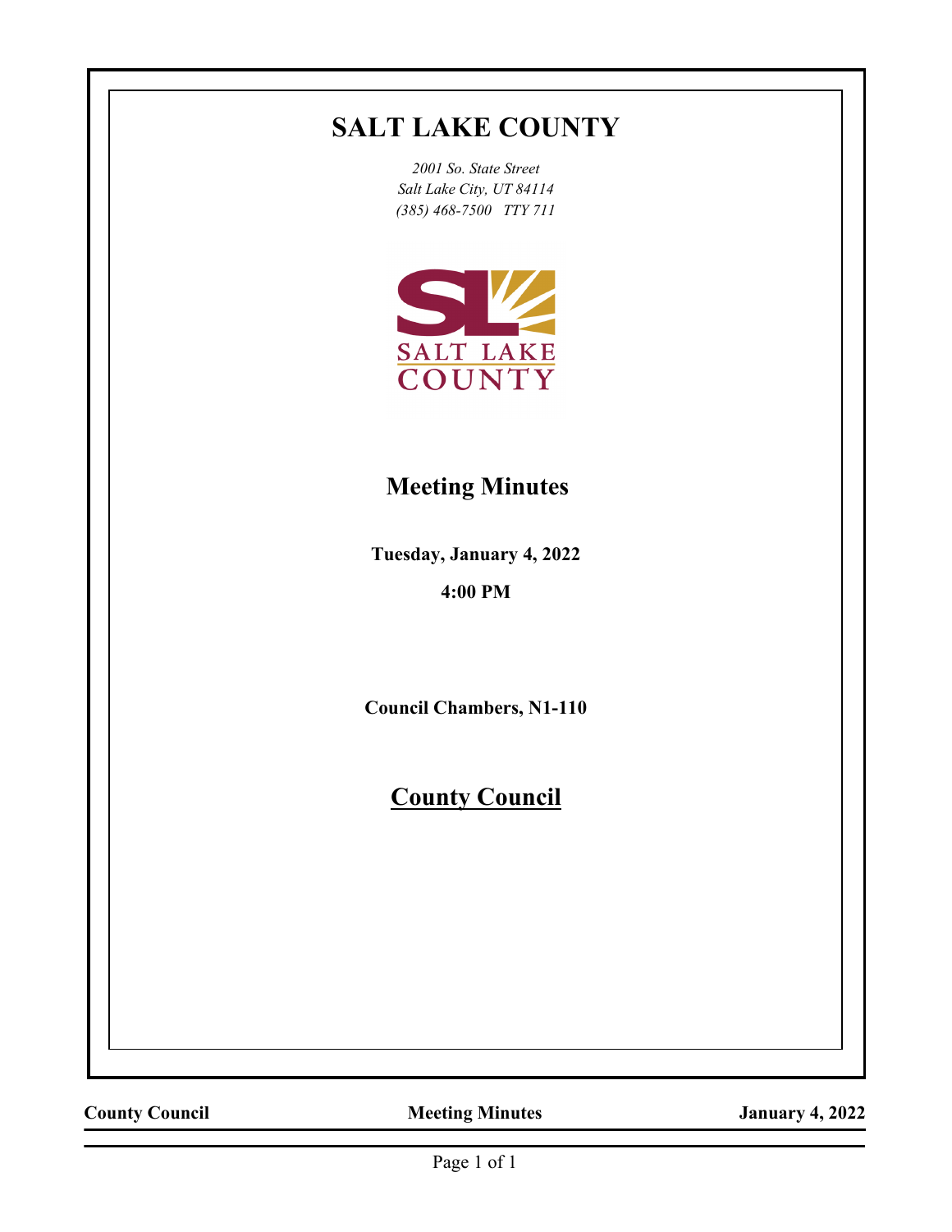# SALT LAKE COUNTY

*2001 So. State Street*
*Salt Lake City, UT 84114*
*(385) 468-7500 TTY 711*

## Meeting Minutes

**Tuesday, January 4, 2022**

**4:00 PM**

**Council Chambers, N1-110**

## County Council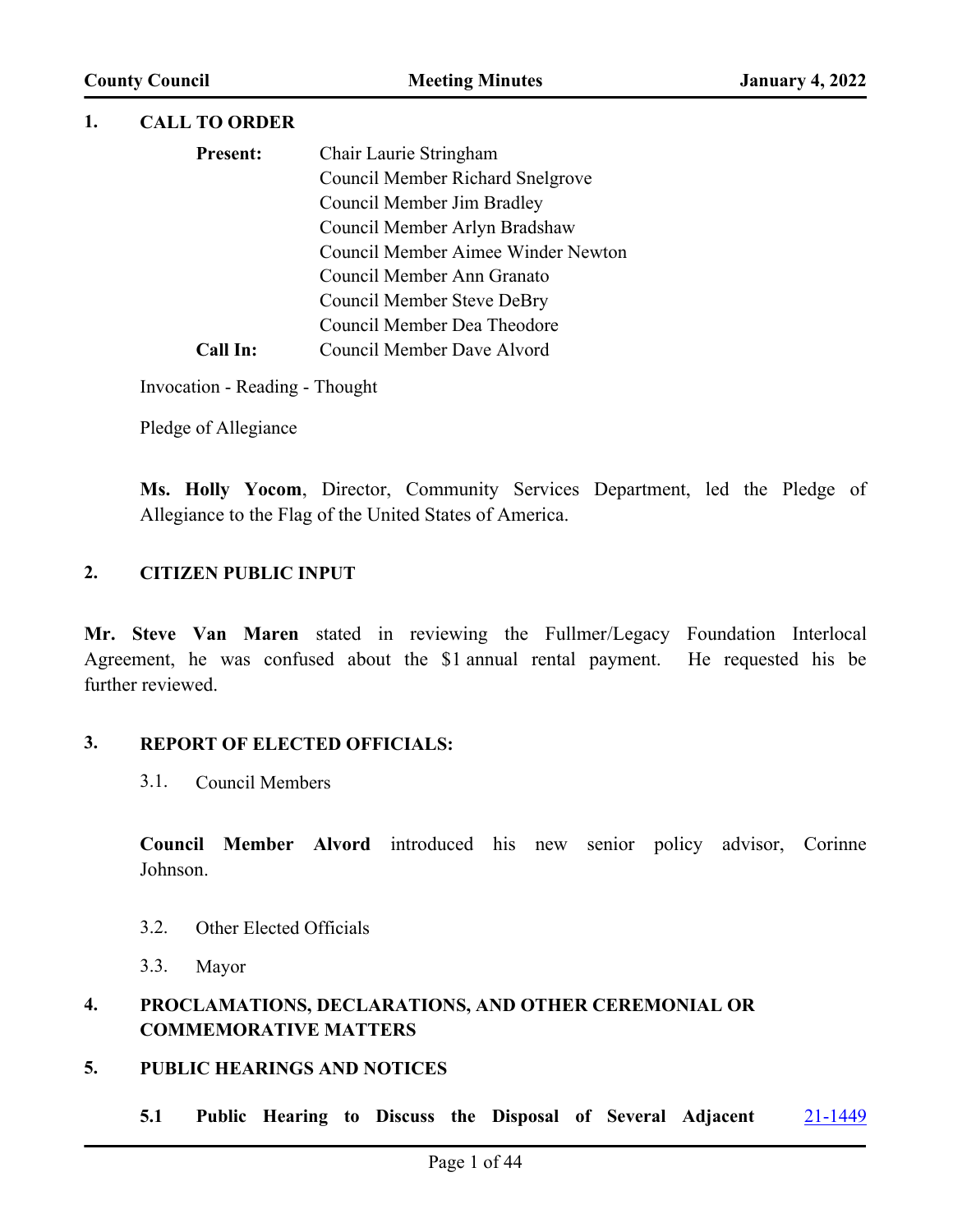## 1. CALL TO ORDER

**Present:** Chair Laurie Stringham
Council Member Richard Snelgrove
Council Member Jim Bradley
Council Member Arlyn Bradshaw
Council Member Aimee Winder Newton
Council Member Ann Granato
Council Member Steve DeBry
Council Member Dea Theodore

**Call In:** Council Member Dave Alvord

Invocation - Reading - Thought

Pledge of Allegiance

**Ms. Holly Yocom**, Director, Community Services Department, led the Pledge of Allegiance to the Flag of the United States of America.

## 2. CITIZEN PUBLIC INPUT

**Mr. Steve Van Maren** stated in reviewing the Fullmer/Legacy Foundation Interlocal Agreement, he was confused about the $1 annual rental payment. He requested his be further reviewed.

## 3. REPORT OF ELECTED OFFICIALS:

3.1. Council Members

**Council Member Alvord** introduced his new senior policy advisor, Corinne Johnson.

3.2. Other Elected Officials

3.3. Mayor

## 4. PROCLAMATIONS, DECLARATIONS, AND OTHER CEREMONIAL OR COMMEMORATIVE MATTERS

## 5. PUBLIC HEARINGS AND NOTICES

**5.1 Public Hearing to Discuss the Disposal of Several Adjacent** [21-1449]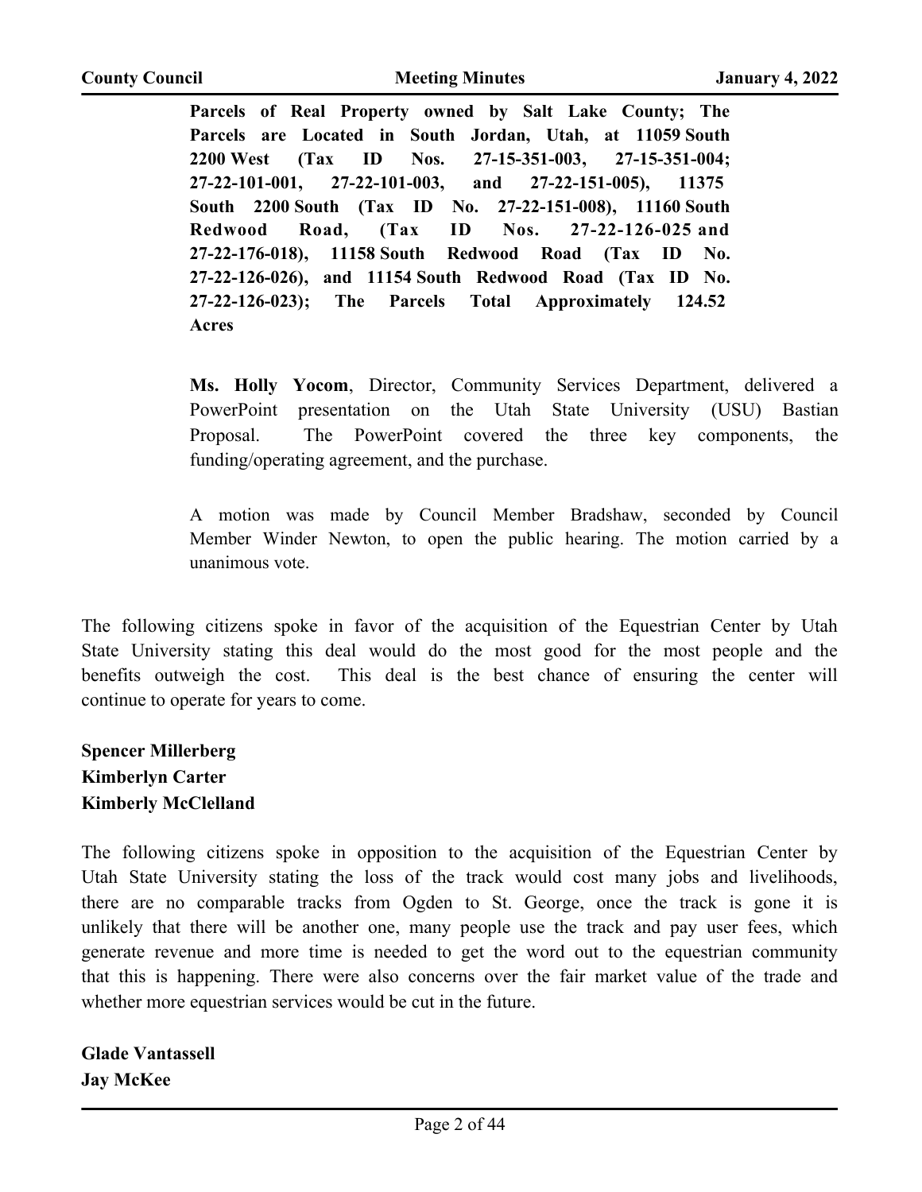**Parcels of Real Property owned by Salt Lake County; The Parcels are Located in South Jordan, Utah, at 11059 South 2200 West (Tax ID Nos. 27-15-351-003, 27-15-351-004; 27-22-101-001, 27-22-101-003, and 27-22-151-005), 11375 South 2200 South (Tax ID No. 27-22-151-008), 11160 South Redwood Road, (Tax ID Nos. 27-22-126-025 and 27-22-176-018), 11158 South Redwood Road (Tax ID No. 27-22-126-026), and 11154 South Redwood Road (Tax ID No. 27-22-126-023); The Parcels Total Approximately 124.52 Acres**

**Ms. Holly Yocom**, Director, Community Services Department, delivered a PowerPoint presentation on the Utah State University (USU) Bastian Proposal. The PowerPoint covered the three key components, the funding/operating agreement, and the purchase.

A motion was made by Council Member Bradshaw, seconded by Council Member Winder Newton, to open the public hearing. The motion carried by a unanimous vote.

The following citizens spoke in favor of the acquisition of the Equestrian Center by Utah State University stating this deal would do the most good for the most people and the benefits outweigh the cost. This deal is the best chance of ensuring the center will continue to operate for years to come.

**Spencer Millerberg**
**Kimberlyn Carter**
**Kimberly McClelland**

The following citizens spoke in opposition to the acquisition of the Equestrian Center by Utah State University stating the loss of the track would cost many jobs and livelihoods, there are no comparable tracks from Ogden to St. George, once the track is gone it is unlikely that there will be another one, many people use the track and pay user fees, which generate revenue and more time is needed to get the word out to the equestrian community that this is happening. There were also concerns over the fair market value of the trade and whether more equestrian services would be cut in the future.

**Glade Vantassell**
**Jay McKee**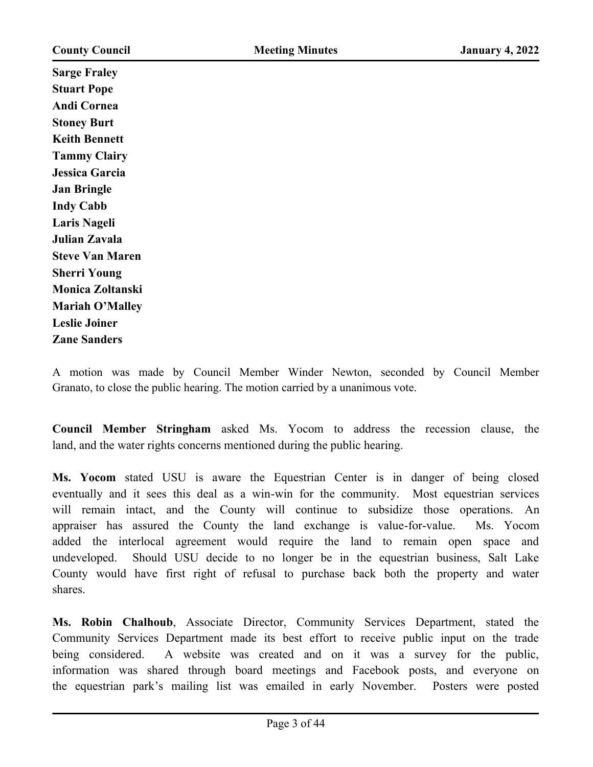**Sarge Fraley**
**Stuart Pope**
**Andi Cornea**
**Stoney Burt**
**Keith Bennett**
**Tammy Clairy**
**Jessica Garcia**
**Jan Bringle**
**Indy Cabb**
**Laris Nageli**
**Julian Zavala**
**Steve Van Maren**
**Sherri Young**
**Monica Zoltanski**
**Mariah O'Malley**
**Leslie Joiner**
**Zane Sanders**

A motion was made by Council Member Winder Newton, seconded by Council Member Granato, to close the public hearing. The motion carried by a unanimous vote.

**Council Member Stringham** asked Ms. Yocom to address the recession clause, the land, and the water rights concerns mentioned during the public hearing.

**Ms. Yocom** stated USU is aware the Equestrian Center is in danger of being closed eventually and it sees this deal as a win-win for the community. Most equestrian services will remain intact, and the County will continue to subsidize those operations. An appraiser has assured the County the land exchange is value-for-value. Ms. Yocom added the interlocal agreement would require the land to remain open space and undeveloped. Should USU decide to no longer be in the equestrian business, Salt Lake County would have first right of refusal to purchase back both the property and water shares.

**Ms. Robin Chalhoub**, Associate Director, Community Services Department, stated the Community Services Department made its best effort to receive public input on the trade being considered. A website was created and on it was a survey for the public, information was shared through board meetings and Facebook posts, and everyone on the equestrian park's mailing list was emailed in early November. Posters were posted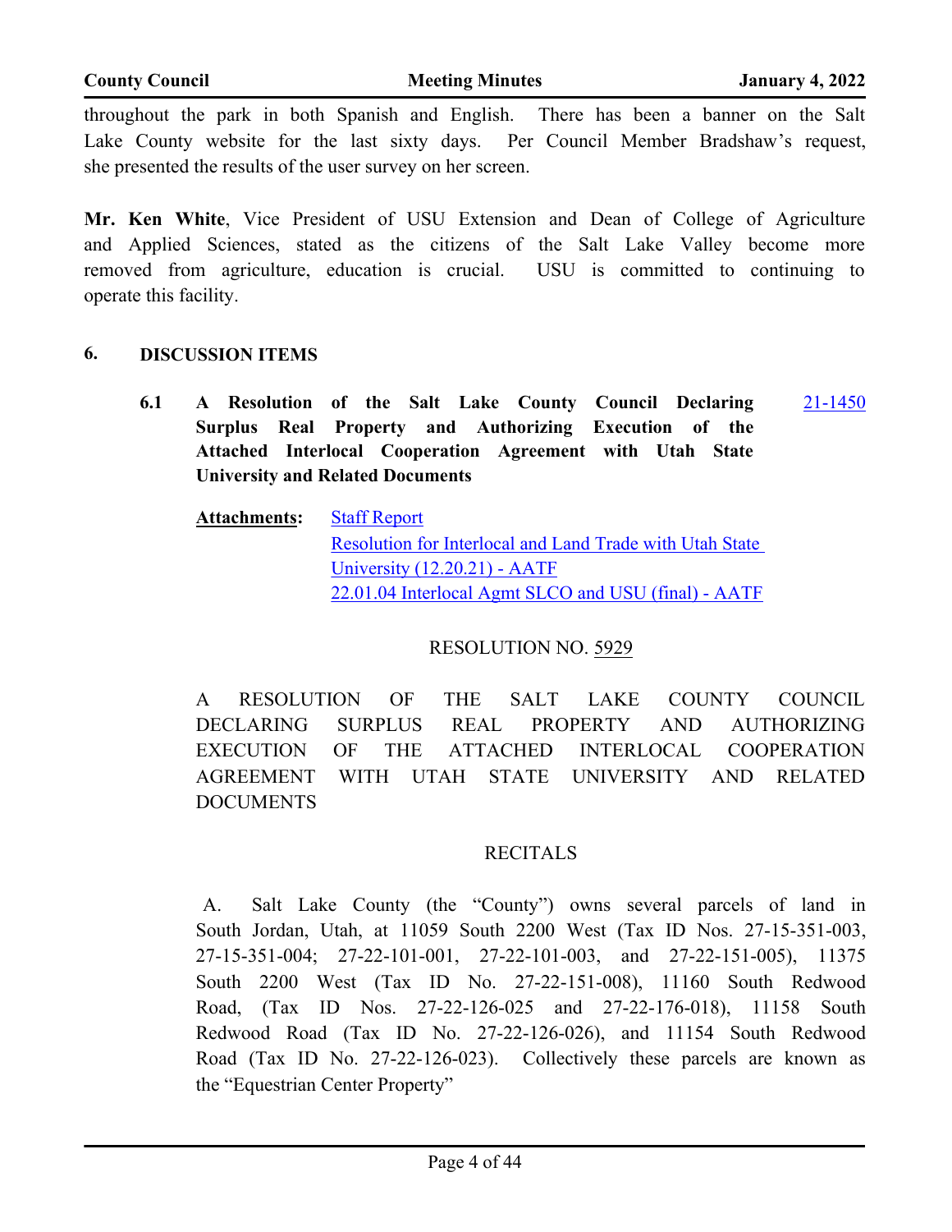throughout the park in both Spanish and English. There has been a banner on the Salt Lake County website for the last sixty days. Per Council Member Bradshaw's request, she presented the results of the user survey on her screen.

**Mr. Ken White**, Vice President of USU Extension and Dean of College of Agriculture and Applied Sciences, stated as the citizens of the Salt Lake Valley become more removed from agriculture, education is crucial. USU is committed to continuing to operate this facility.

## 6. DISCUSSION ITEMS

### 6.1 A Resolution of the Salt Lake County Council Declaring Surplus Real Property and Authorizing Execution of the Attached Interlocal Cooperation Agreement with Utah State University and Related Documents

21-1450

**Attachments:** Staff Report
Resolution for Interlocal and Land Trade with Utah State University (12.20.21) - AATF
22.01.04 Interlocal Agmt SLCO and USU (final) - AATF

RESOLUTION NO. 5929

A RESOLUTION OF THE SALT LAKE COUNTY COUNCIL DECLARING SURPLUS REAL PROPERTY AND AUTHORIZING EXECUTION OF THE ATTACHED INTERLOCAL COOPERATION AGREEMENT WITH UTAH STATE UNIVERSITY AND RELATED DOCUMENTS

RECITALS

A. Salt Lake County (the "County") owns several parcels of land in South Jordan, Utah, at 11059 South 2200 West (Tax ID Nos. 27-15-351-003, 27-15-351-004; 27-22-101-001, 27-22-101-003, and 27-22-151-005), 11375 South 2200 West (Tax ID No. 27-22-151-008), 11160 South Redwood Road, (Tax ID Nos. 27-22-126-025 and 27-22-176-018), 11158 South Redwood Road (Tax ID No. 27-22-126-026), and 11154 South Redwood Road (Tax ID No. 27-22-126-023). Collectively these parcels are known as the "Equestrian Center Property"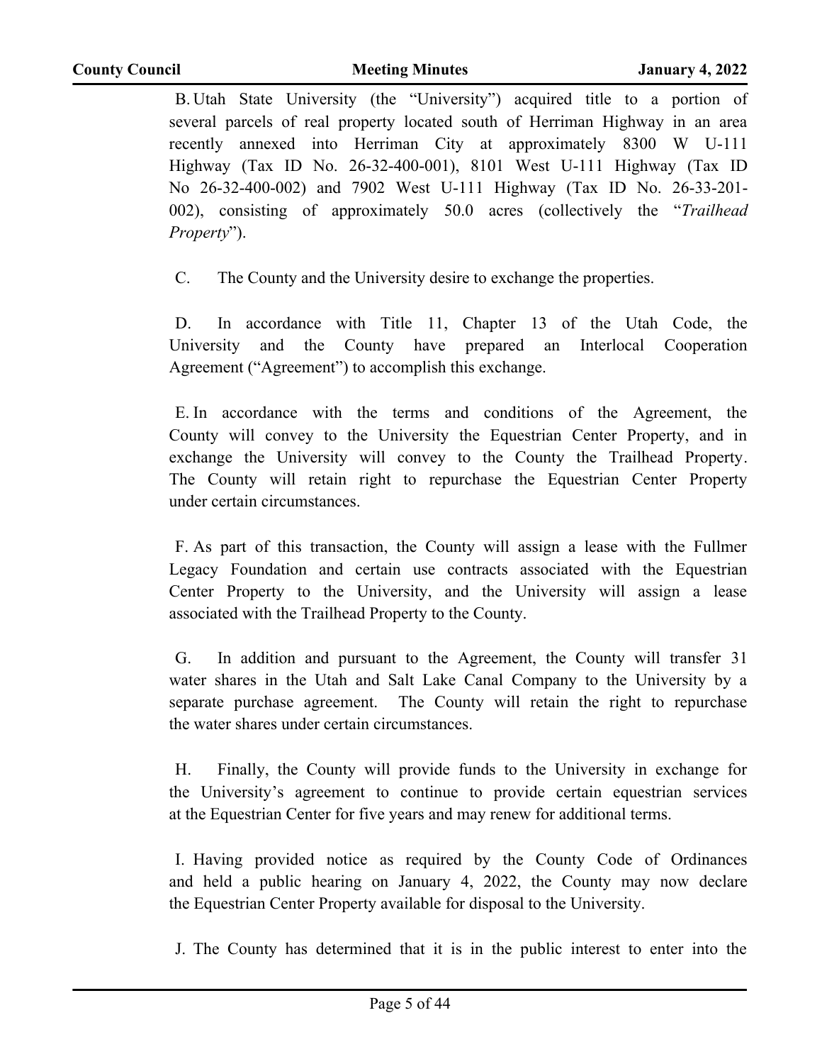B. Utah State University (the "University") acquired title to a portion of several parcels of real property located south of Herriman Highway in an area recently annexed into Herriman City at approximately 8300 W U-111 Highway (Tax ID No. 26-32-400-001), 8101 West U-111 Highway (Tax ID No 26-32-400-002) and 7902 West U-111 Highway (Tax ID No. 26-33-201-002), consisting of approximately 50.0 acres (collectively the "*Trailhead Property*").

C. The County and the University desire to exchange the properties.

D. In accordance with Title 11, Chapter 13 of the Utah Code, the University and the County have prepared an Interlocal Cooperation Agreement ("Agreement") to accomplish this exchange.

E. In accordance with the terms and conditions of the Agreement, the County will convey to the University the Equestrian Center Property, and in exchange the University will convey to the County the Trailhead Property. The County will retain right to repurchase the Equestrian Center Property under certain circumstances.

F. As part of this transaction, the County will assign a lease with the Fullmer Legacy Foundation and certain use contracts associated with the Equestrian Center Property to the University, and the University will assign a lease associated with the Trailhead Property to the County.

G. In addition and pursuant to the Agreement, the County will transfer 31 water shares in the Utah and Salt Lake Canal Company to the University by a separate purchase agreement. The County will retain the right to repurchase the water shares under certain circumstances.

H. Finally, the County will provide funds to the University in exchange for the University's agreement to continue to provide certain equestrian services at the Equestrian Center for five years and may renew for additional terms.

I. Having provided notice as required by the County Code of Ordinances and held a public hearing on January 4, 2022, the County may now declare the Equestrian Center Property available for disposal to the University.

J. The County has determined that it is in the public interest to enter into the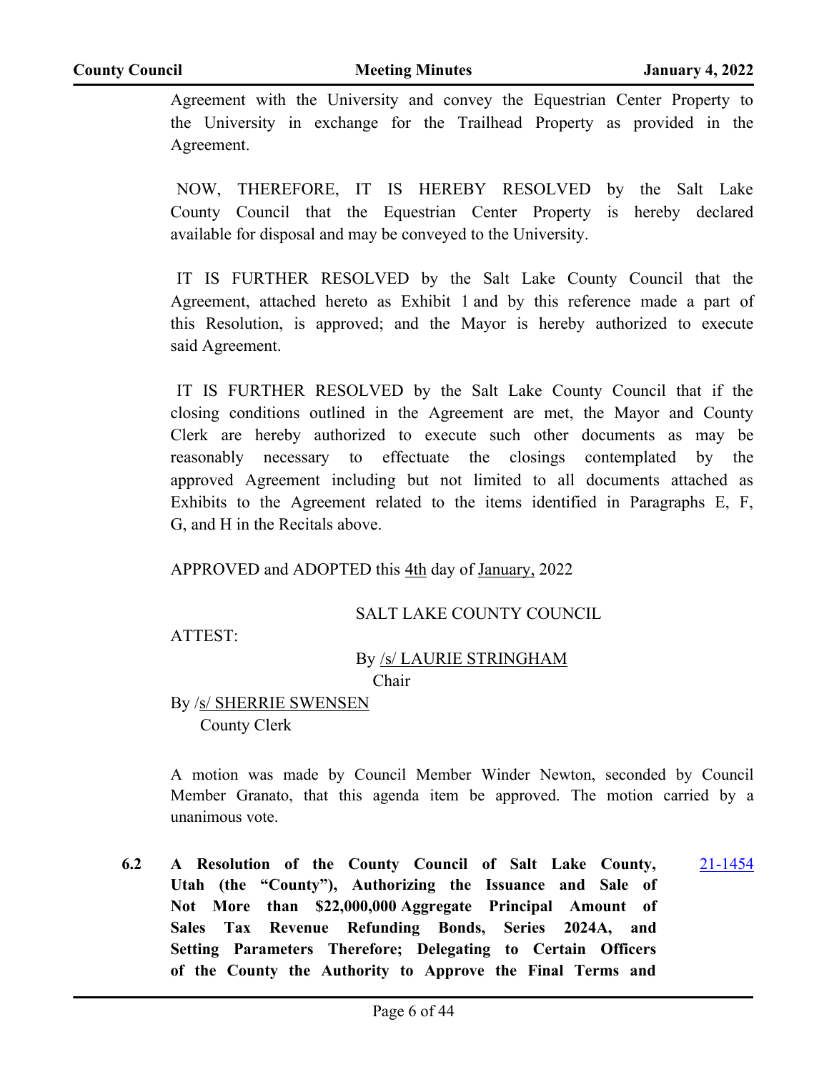Agreement with the University and convey the Equestrian Center Property to the University in exchange for the Trailhead Property as provided in the Agreement.

NOW, THEREFORE, IT IS HEREBY RESOLVED by the Salt Lake County Council that the Equestrian Center Property is hereby declared available for disposal and may be conveyed to the University.

IT IS FURTHER RESOLVED by the Salt Lake County Council that the Agreement, attached hereto as Exhibit 1 and by this reference made a part of this Resolution, is approved; and the Mayor is hereby authorized to execute said Agreement.

IT IS FURTHER RESOLVED by the Salt Lake County Council that if the closing conditions outlined in the Agreement are met, the Mayor and County Clerk are hereby authorized to execute such other documents as may be reasonably necessary to effectuate the closings contemplated by the approved Agreement including but not limited to all documents attached as Exhibits to the Agreement related to the items identified in Paragraphs E, F, G, and H in the Recitals above.

APPROVED and ADOPTED this 4th day of January, 2022

SALT LAKE COUNTY COUNCIL

ATTEST:

By /s/ LAURIE STRINGHAM
Chair

By /s/ SHERRIE SWENSEN
County Clerk

A motion was made by Council Member Winder Newton, seconded by Council Member Granato, that this agenda item be approved. The motion carried by a unanimous vote.

**6.2 A Resolution of the County Council of Salt Lake County, Utah (the "County"), Authorizing the Issuance and Sale of Not More than $22,000,000 Aggregate Principal Amount of Sales Tax Revenue Refunding Bonds, Series 2024A, and Setting Parameters Therefore; Delegating to Certain Officers of the County the Authority to Approve the Final Terms and** 21-1454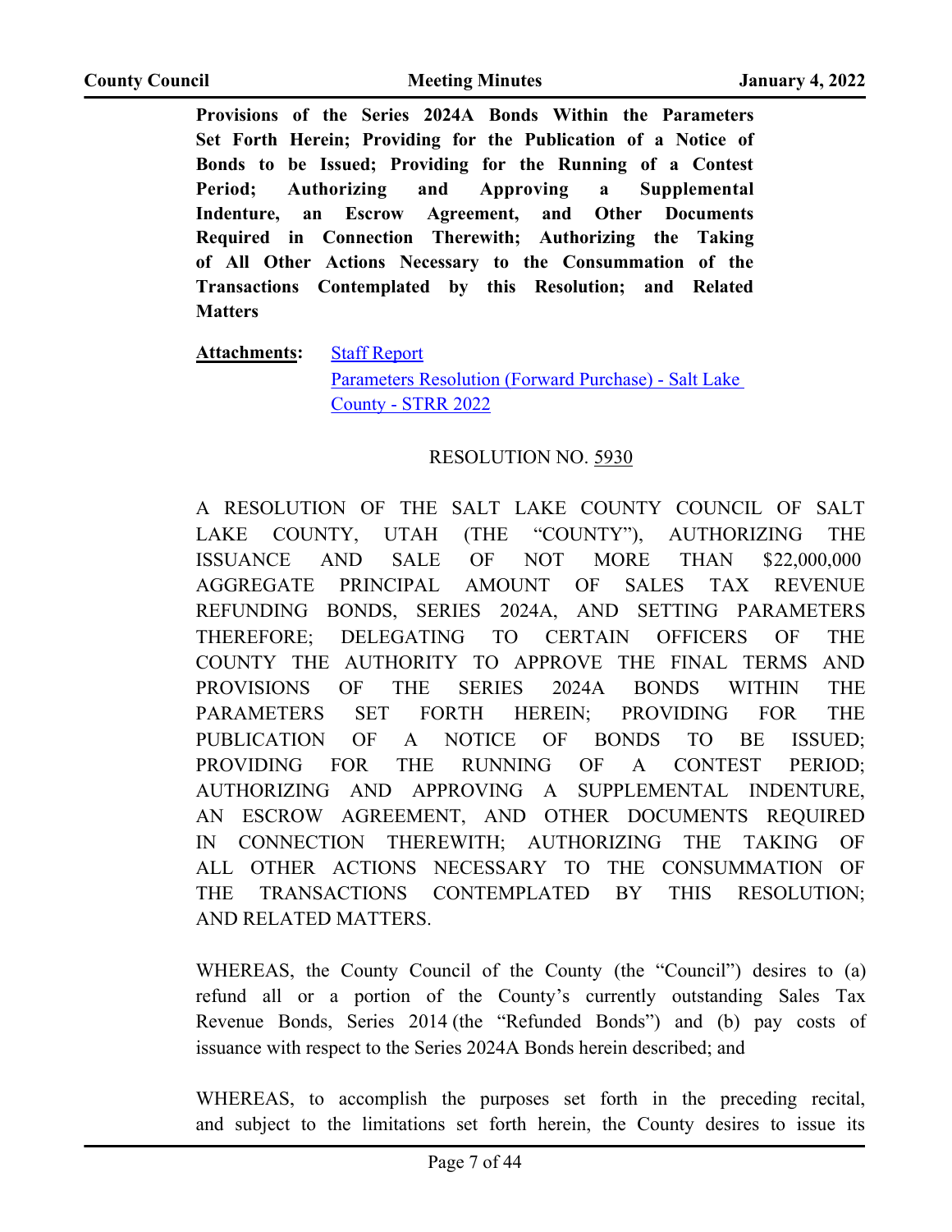**Provisions of the Series 2024A Bonds Within the Parameters Set Forth Herein; Providing for the Publication of a Notice of Bonds to be Issued; Providing for the Running of a Contest Period; Authorizing and Approving a Supplemental Indenture, an Escrow Agreement, and Other Documents Required in Connection Therewith; Authorizing the Taking of All Other Actions Necessary to the Consummation of the Transactions Contemplated by this Resolution; and Related Matters**

**Attachments:** Staff Report
Parameters Resolution (Forward Purchase) - Salt Lake County - STRR 2022

RESOLUTION NO. 5930

A RESOLUTION OF THE SALT LAKE COUNTY COUNCIL OF SALT LAKE COUNTY, UTAH (THE "COUNTY"), AUTHORIZING THE ISSUANCE AND SALE OF NOT MORE THAN $22,000,000 AGGREGATE PRINCIPAL AMOUNT OF SALES TAX REVENUE REFUNDING BONDS, SERIES 2024A, AND SETTING PARAMETERS THEREFORE; DELEGATING TO CERTAIN OFFICERS OF THE COUNTY THE AUTHORITY TO APPROVE THE FINAL TERMS AND PROVISIONS OF THE SERIES 2024A BONDS WITHIN THE PARAMETERS SET FORTH HEREIN; PROVIDING FOR THE PUBLICATION OF A NOTICE OF BONDS TO BE ISSUED; PROVIDING FOR THE RUNNING OF A CONTEST PERIOD; AUTHORIZING AND APPROVING A SUPPLEMENTAL INDENTURE, AN ESCROW AGREEMENT, AND OTHER DOCUMENTS REQUIRED IN CONNECTION THEREWITH; AUTHORIZING THE TAKING OF ALL OTHER ACTIONS NECESSARY TO THE CONSUMMATION OF THE TRANSACTIONS CONTEMPLATED BY THIS RESOLUTION; AND RELATED MATTERS.

WHEREAS, the County Council of the County (the "Council") desires to (a) refund all or a portion of the County's currently outstanding Sales Tax Revenue Bonds, Series 2014 (the "Refunded Bonds") and (b) pay costs of issuance with respect to the Series 2024A Bonds herein described; and

WHEREAS, to accomplish the purposes set forth in the preceding recital, and subject to the limitations set forth herein, the County desires to issue its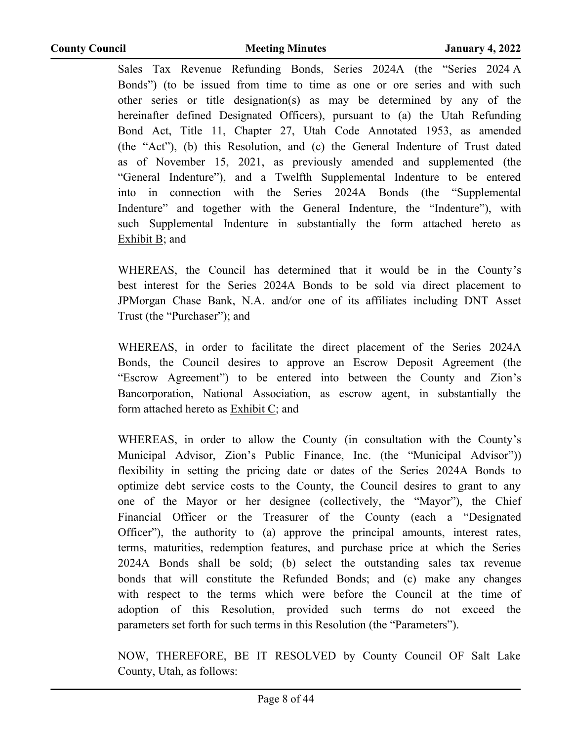Sales Tax Revenue Refunding Bonds, Series 2024A (the "Series 2024 A Bonds") (to be issued from time to time as one or ore series and with such other series or title designation(s) as may be determined by any of the hereinafter defined Designated Officers), pursuant to (a) the Utah Refunding Bond Act, Title 11, Chapter 27, Utah Code Annotated 1953, as amended (the "Act"), (b) this Resolution, and (c) the General Indenture of Trust dated as of November 15, 2021, as previously amended and supplemented (the "General Indenture"), and a Twelfth Supplemental Indenture to be entered into in connection with the Series 2024A Bonds (the "Supplemental Indenture" and together with the General Indenture, the "Indenture"), with such Supplemental Indenture in substantially the form attached hereto as Exhibit B; and

WHEREAS, the Council has determined that it would be in the County's best interest for the Series 2024A Bonds to be sold via direct placement to JPMorgan Chase Bank, N.A. and/or one of its affiliates including DNT Asset Trust (the "Purchaser"); and

WHEREAS, in order to facilitate the direct placement of the Series 2024A Bonds, the Council desires to approve an Escrow Deposit Agreement (the "Escrow Agreement") to be entered into between the County and Zion's Bancorporation, National Association, as escrow agent, in substantially the form attached hereto as Exhibit C; and

WHEREAS, in order to allow the County (in consultation with the County's Municipal Advisor, Zion's Public Finance, Inc. (the "Municipal Advisor")) flexibility in setting the pricing date or dates of the Series 2024A Bonds to optimize debt service costs to the County, the Council desires to grant to any one of the Mayor or her designee (collectively, the "Mayor"), the Chief Financial Officer or the Treasurer of the County (each a "Designated Officer"), the authority to (a) approve the principal amounts, interest rates, terms, maturities, redemption features, and purchase price at which the Series 2024A Bonds shall be sold; (b) select the outstanding sales tax revenue bonds that will constitute the Refunded Bonds; and (c) make any changes with respect to the terms which were before the Council at the time of adoption of this Resolution, provided such terms do not exceed the parameters set forth for such terms in this Resolution (the "Parameters").

NOW, THEREFORE, BE IT RESOLVED by County Council OF Salt Lake County, Utah, as follows: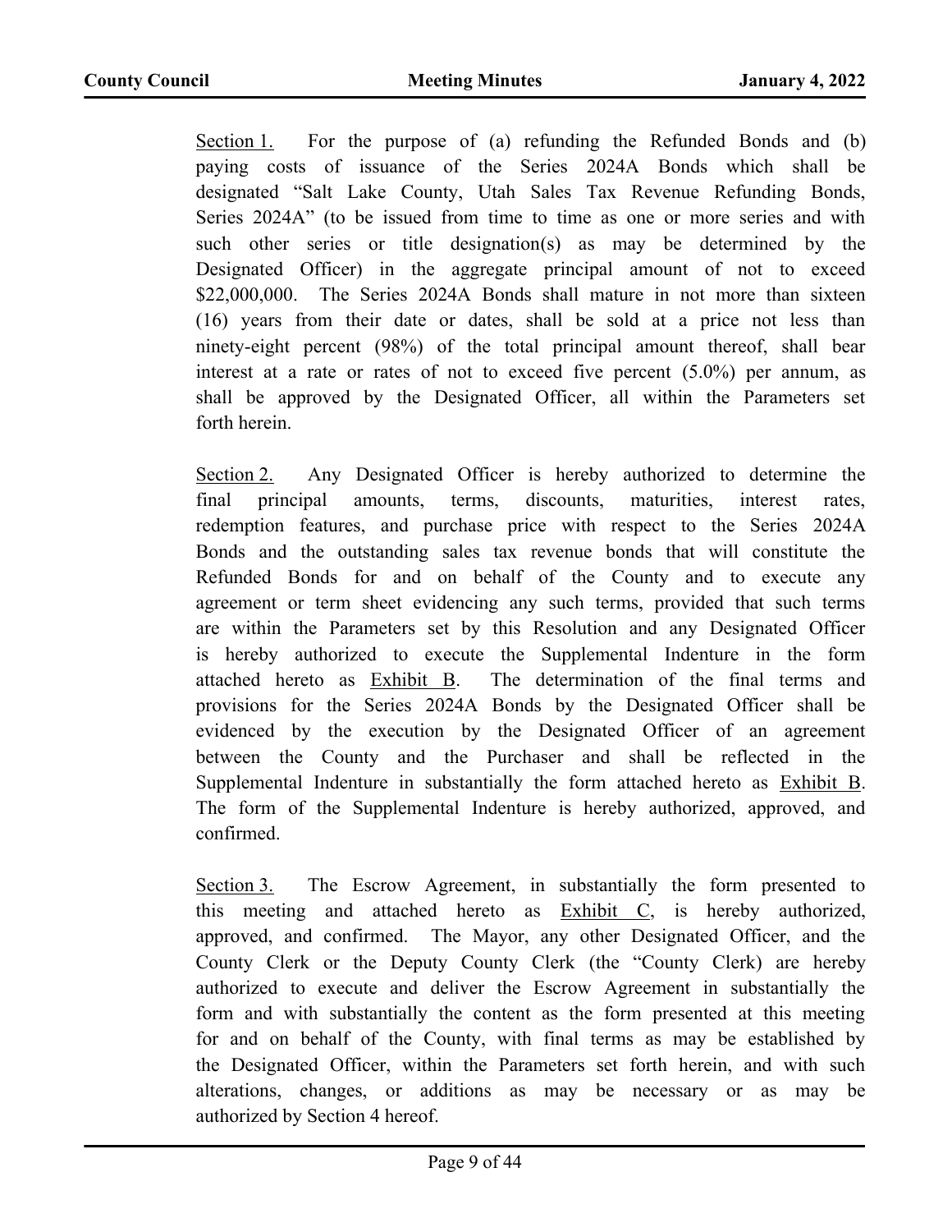Section 1. For the purpose of (a) refunding the Refunded Bonds and (b) paying costs of issuance of the Series 2024A Bonds which shall be designated "Salt Lake County, Utah Sales Tax Revenue Refunding Bonds, Series 2024A" (to be issued from time to time as one or more series and with such other series or title designation(s) as may be determined by the Designated Officer) in the aggregate principal amount of not to exceed $22,000,000. The Series 2024A Bonds shall mature in not more than sixteen (16) years from their date or dates, shall be sold at a price not less than ninety-eight percent (98%) of the total principal amount thereof, shall bear interest at a rate or rates of not to exceed five percent (5.0%) per annum, as shall be approved by the Designated Officer, all within the Parameters set forth herein.

Section 2. Any Designated Officer is hereby authorized to determine the final principal amounts, terms, discounts, maturities, interest rates, redemption features, and purchase price with respect to the Series 2024A Bonds and the outstanding sales tax revenue bonds that will constitute the Refunded Bonds for and on behalf of the County and to execute any agreement or term sheet evidencing any such terms, provided that such terms are within the Parameters set by this Resolution and any Designated Officer is hereby authorized to execute the Supplemental Indenture in the form attached hereto as Exhibit B. The determination of the final terms and provisions for the Series 2024A Bonds by the Designated Officer shall be evidenced by the execution by the Designated Officer of an agreement between the County and the Purchaser and shall be reflected in the Supplemental Indenture in substantially the form attached hereto as Exhibit B. The form of the Supplemental Indenture is hereby authorized, approved, and confirmed.

Section 3. The Escrow Agreement, in substantially the form presented to this meeting and attached hereto as Exhibit C, is hereby authorized, approved, and confirmed. The Mayor, any other Designated Officer, and the County Clerk or the Deputy County Clerk (the "County Clerk) are hereby authorized to execute and deliver the Escrow Agreement in substantially the form and with substantially the content as the form presented at this meeting for and on behalf of the County, with final terms as may be established by the Designated Officer, within the Parameters set forth herein, and with such alterations, changes, or additions as may be necessary or as may be authorized by Section 4 hereof.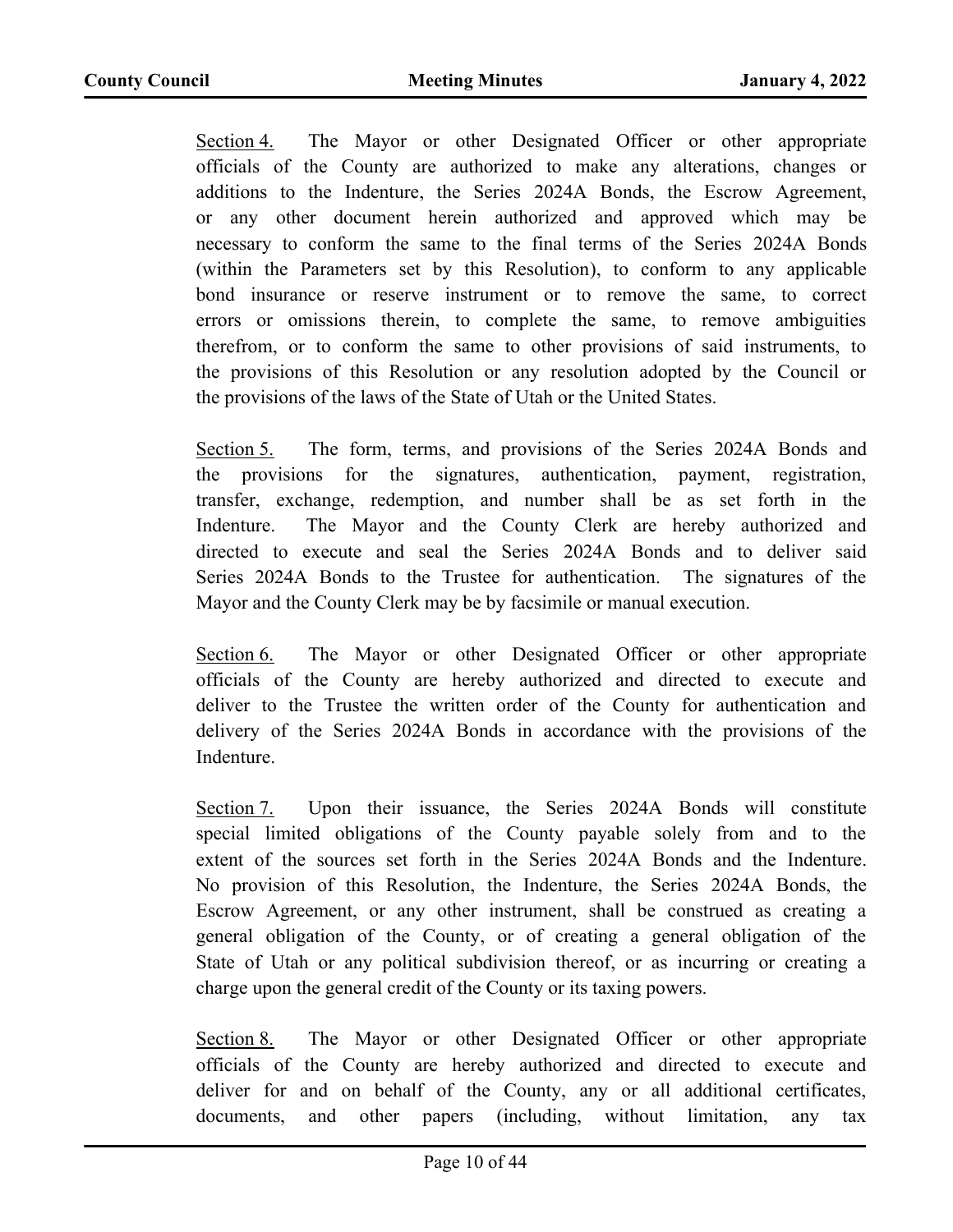<u>Section 4.</u> The Mayor or other Designated Officer or other appropriate officials of the County are authorized to make any alterations, changes or additions to the Indenture, the Series 2024A Bonds, the Escrow Agreement, or any other document herein authorized and approved which may be necessary to conform the same to the final terms of the Series 2024A Bonds (within the Parameters set by this Resolution), to conform to any applicable bond insurance or reserve instrument or to remove the same, to correct errors or omissions therein, to complete the same, to remove ambiguities therefrom, or to conform the same to other provisions of said instruments, to the provisions of this Resolution or any resolution adopted by the Council or the provisions of the laws of the State of Utah or the United States.

<u>Section 5.</u> The form, terms, and provisions of the Series 2024A Bonds and the provisions for the signatures, authentication, payment, registration, transfer, exchange, redemption, and number shall be as set forth in the Indenture. The Mayor and the County Clerk are hereby authorized and directed to execute and seal the Series 2024A Bonds and to deliver said Series 2024A Bonds to the Trustee for authentication. The signatures of the Mayor and the County Clerk may be by facsimile or manual execution.

<u>Section 6.</u> The Mayor or other Designated Officer or other appropriate officials of the County are hereby authorized and directed to execute and deliver to the Trustee the written order of the County for authentication and delivery of the Series 2024A Bonds in accordance with the provisions of the Indenture.

<u>Section 7.</u> Upon their issuance, the Series 2024A Bonds will constitute special limited obligations of the County payable solely from and to the extent of the sources set forth in the Series 2024A Bonds and the Indenture. No provision of this Resolution, the Indenture, the Series 2024A Bonds, the Escrow Agreement, or any other instrument, shall be construed as creating a general obligation of the County, or of creating a general obligation of the State of Utah or any political subdivision thereof, or as incurring or creating a charge upon the general credit of the County or its taxing powers.

<u>Section 8.</u> The Mayor or other Designated Officer or other appropriate officials of the County are hereby authorized and directed to execute and deliver for and on behalf of the County, any or all additional certificates, documents, and other papers (including, without limitation, any tax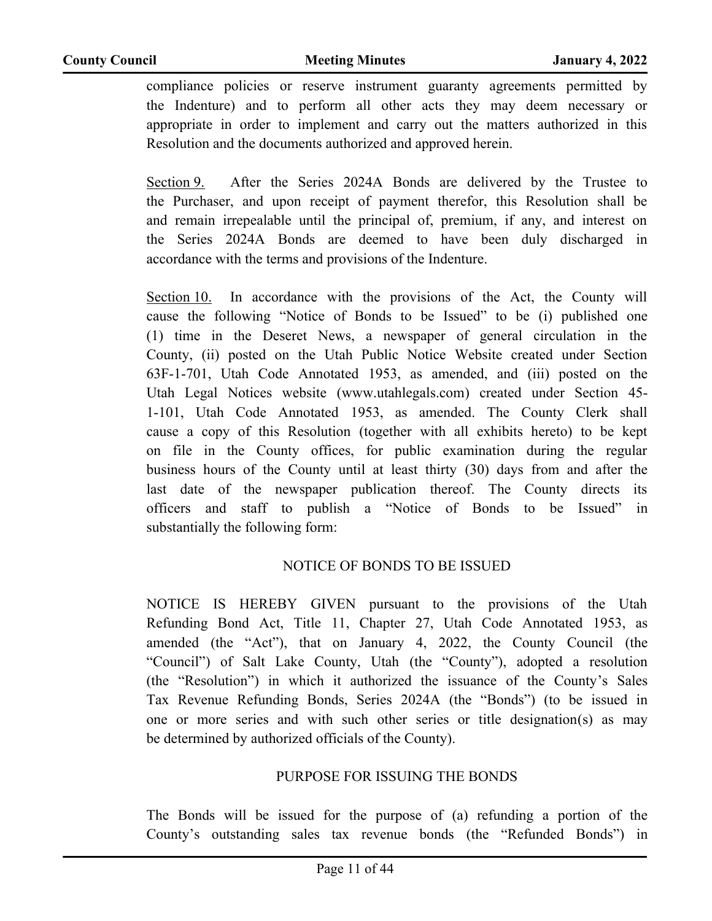compliance policies or reserve instrument guaranty agreements permitted by the Indenture) and to perform all other acts they may deem necessary or appropriate in order to implement and carry out the matters authorized in this Resolution and the documents authorized and approved herein.

Section 9. After the Series 2024A Bonds are delivered by the Trustee to the Purchaser, and upon receipt of payment therefor, this Resolution shall be and remain irrepealable until the principal of, premium, if any, and interest on the Series 2024A Bonds are deemed to have been duly discharged in accordance with the terms and provisions of the Indenture.

Section 10. In accordance with the provisions of the Act, the County will cause the following "Notice of Bonds to be Issued" to be (i) published one (1) time in the Deseret News, a newspaper of general circulation in the County, (ii) posted on the Utah Public Notice Website created under Section 63F-1-701, Utah Code Annotated 1953, as amended, and (iii) posted on the Utah Legal Notices website (www.utahlegals.com) created under Section 45-1-101, Utah Code Annotated 1953, as amended. The County Clerk shall cause a copy of this Resolution (together with all exhibits hereto) to be kept on file in the County offices, for public examination during the regular business hours of the County until at least thirty (30) days from and after the last date of the newspaper publication thereof. The County directs its officers and staff to publish a "Notice of Bonds to be Issued" in substantially the following form:

NOTICE OF BONDS TO BE ISSUED

NOTICE IS HEREBY GIVEN pursuant to the provisions of the Utah Refunding Bond Act, Title 11, Chapter 27, Utah Code Annotated 1953, as amended (the "Act"), that on January 4, 2022, the County Council (the "Council") of Salt Lake County, Utah (the "County"), adopted a resolution (the "Resolution") in which it authorized the issuance of the County's Sales Tax Revenue Refunding Bonds, Series 2024A (the "Bonds") (to be issued in one or more series and with such other series or title designation(s) as may be determined by authorized officials of the County).

PURPOSE FOR ISSUING THE BONDS

The Bonds will be issued for the purpose of (a) refunding a portion of the County's outstanding sales tax revenue bonds (the "Refunded Bonds") in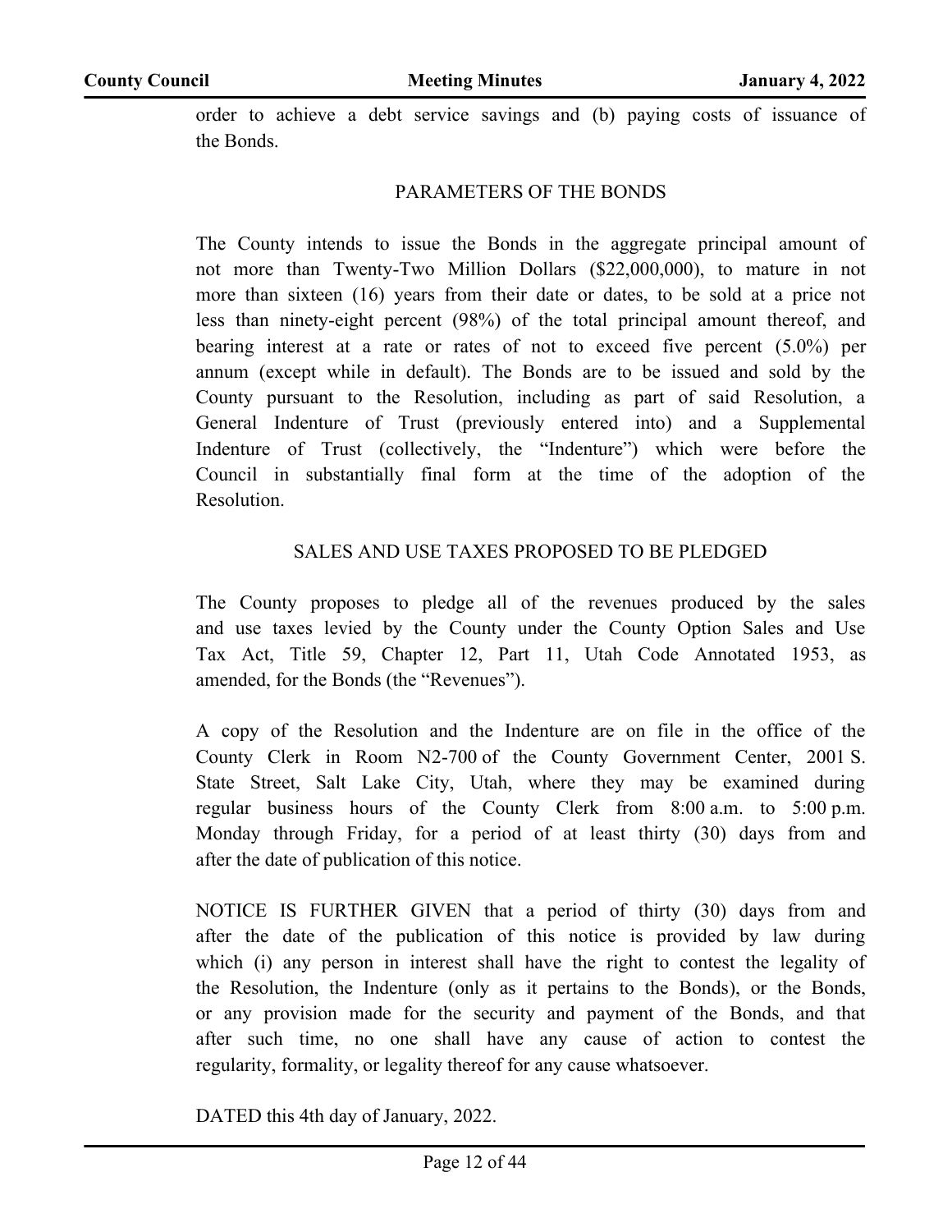order to achieve a debt service savings and (b) paying costs of issuance of the Bonds.

PARAMETERS OF THE BONDS

The County intends to issue the Bonds in the aggregate principal amount of not more than Twenty-Two Million Dollars ($22,000,000), to mature in not more than sixteen (16) years from their date or dates, to be sold at a price not less than ninety-eight percent (98%) of the total principal amount thereof, and bearing interest at a rate or rates of not to exceed five percent (5.0%) per annum (except while in default). The Bonds are to be issued and sold by the County pursuant to the Resolution, including as part of said Resolution, a General Indenture of Trust (previously entered into) and a Supplemental Indenture of Trust (collectively, the "Indenture") which were before the Council in substantially final form at the time of the adoption of the Resolution.

SALES AND USE TAXES PROPOSED TO BE PLEDGED

The County proposes to pledge all of the revenues produced by the sales and use taxes levied by the County under the County Option Sales and Use Tax Act, Title 59, Chapter 12, Part 11, Utah Code Annotated 1953, as amended, for the Bonds (the "Revenues").

A copy of the Resolution and the Indenture are on file in the office of the County Clerk in Room N2-700 of the County Government Center, 2001 S. State Street, Salt Lake City, Utah, where they may be examined during regular business hours of the County Clerk from 8:00 a.m. to 5:00 p.m. Monday through Friday, for a period of at least thirty (30) days from and after the date of publication of this notice.

NOTICE IS FURTHER GIVEN that a period of thirty (30) days from and after the date of the publication of this notice is provided by law during which (i) any person in interest shall have the right to contest the legality of the Resolution, the Indenture (only as it pertains to the Bonds), or the Bonds, or any provision made for the security and payment of the Bonds, and that after such time, no one shall have any cause of action to contest the regularity, formality, or legality thereof for any cause whatsoever.

DATED this 4th day of January, 2022.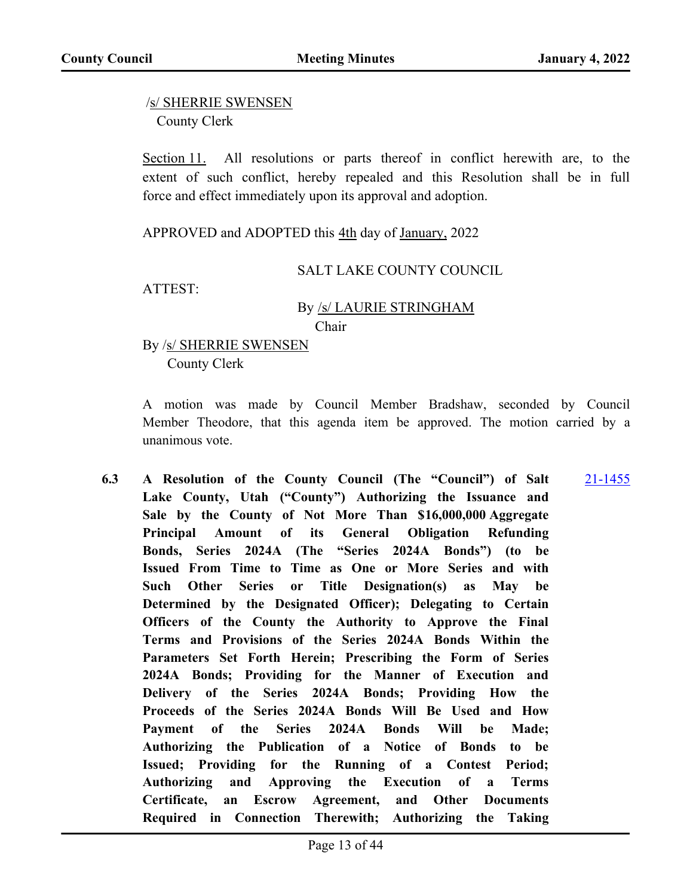/s/ SHERRIE SWENSEN
County Clerk

Section 11. All resolutions or parts thereof in conflict herewith are, to the extent of such conflict, hereby repealed and this Resolution shall be in full force and effect immediately upon its approval and adoption.

APPROVED and ADOPTED this 4th day of January, 2022

SALT LAKE COUNTY COUNCIL

ATTEST:

By /s/ LAURIE STRINGHAM
Chair

By /s/ SHERRIE SWENSEN
County Clerk

A motion was made by Council Member Bradshaw, seconded by Council Member Theodore, that this agenda item be approved. The motion carried by a unanimous vote.

**6.3 A Resolution of the County Council (The "Council") of Salt Lake County, Utah ("County") Authorizing the Issuance and Sale by the County of Not More Than $16,000,000 Aggregate Principal Amount of its General Obligation Refunding Bonds, Series 2024A (The "Series 2024A Bonds") (to be Issued From Time to Time as One or More Series and with Such Other Series or Title Designation(s) as May be Determined by the Designated Officer); Delegating to Certain Officers of the County the Authority to Approve the Final Terms and Provisions of the Series 2024A Bonds Within the Parameters Set Forth Herein; Prescribing the Form of Series 2024A Bonds; Providing for the Manner of Execution and Delivery of the Series 2024A Bonds; Providing How the Proceeds of the Series 2024A Bonds Will Be Used and How Payment of the Series 2024A Bonds Will be Made; Authorizing the Publication of a Notice of Bonds to be Issued; Providing for the Running of a Contest Period; Authorizing and Approving the Execution of a Terms Certificate, an Escrow Agreement, and Other Documents Required in Connection Therewith; Authorizing the Taking**

21-1455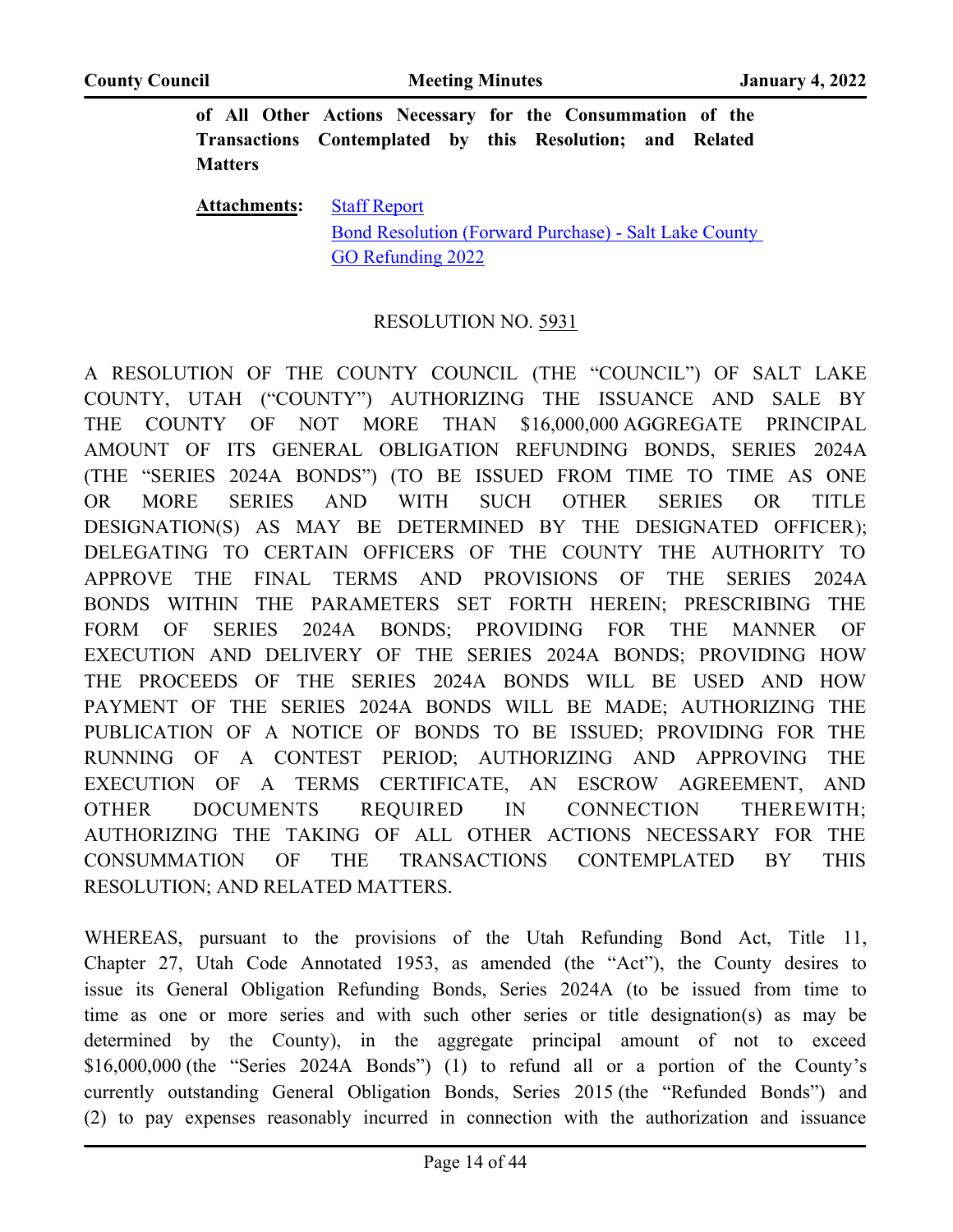**of All Other Actions Necessary for the Consummation of the Transactions Contemplated by this Resolution; and Related Matters**

**Attachments:** Staff Report
Bond Resolution (Forward Purchase) - Salt Lake County GO Refunding 2022

RESOLUTION NO. 5931

A RESOLUTION OF THE COUNTY COUNCIL (THE "COUNCIL") OF SALT LAKE COUNTY, UTAH ("COUNTY") AUTHORIZING THE ISSUANCE AND SALE BY THE COUNTY OF NOT MORE THAN $16,000,000 AGGREGATE PRINCIPAL AMOUNT OF ITS GENERAL OBLIGATION REFUNDING BONDS, SERIES 2024A (THE "SERIES 2024A BONDS") (TO BE ISSUED FROM TIME TO TIME AS ONE OR MORE SERIES AND WITH SUCH OTHER SERIES OR TITLE DESIGNATION(S) AS MAY BE DETERMINED BY THE DESIGNATED OFFICER); DELEGATING TO CERTAIN OFFICERS OF THE COUNTY THE AUTHORITY TO APPROVE THE FINAL TERMS AND PROVISIONS OF THE SERIES 2024A BONDS WITHIN THE PARAMETERS SET FORTH HEREIN; PRESCRIBING THE FORM OF SERIES 2024A BONDS; PROVIDING FOR THE MANNER OF EXECUTION AND DELIVERY OF THE SERIES 2024A BONDS; PROVIDING HOW THE PROCEEDS OF THE SERIES 2024A BONDS WILL BE USED AND HOW PAYMENT OF THE SERIES 2024A BONDS WILL BE MADE; AUTHORIZING THE PUBLICATION OF A NOTICE OF BONDS TO BE ISSUED; PROVIDING FOR THE RUNNING OF A CONTEST PERIOD; AUTHORIZING AND APPROVING THE EXECUTION OF A TERMS CERTIFICATE, AN ESCROW AGREEMENT, AND OTHER DOCUMENTS REQUIRED IN CONNECTION THEREWITH; AUTHORIZING THE TAKING OF ALL OTHER ACTIONS NECESSARY FOR THE CONSUMMATION OF THE TRANSACTIONS CONTEMPLATED BY THIS RESOLUTION; AND RELATED MATTERS.

WHEREAS, pursuant to the provisions of the Utah Refunding Bond Act, Title 11, Chapter 27, Utah Code Annotated 1953, as amended (the "Act"), the County desires to issue its General Obligation Refunding Bonds, Series 2024A (to be issued from time to time as one or more series and with such other series or title designation(s) as may be determined by the County), in the aggregate principal amount of not to exceed $16,000,000 (the "Series 2024A Bonds") (1) to refund all or a portion of the County's currently outstanding General Obligation Bonds, Series 2015 (the "Refunded Bonds") and (2) to pay expenses reasonably incurred in connection with the authorization and issuance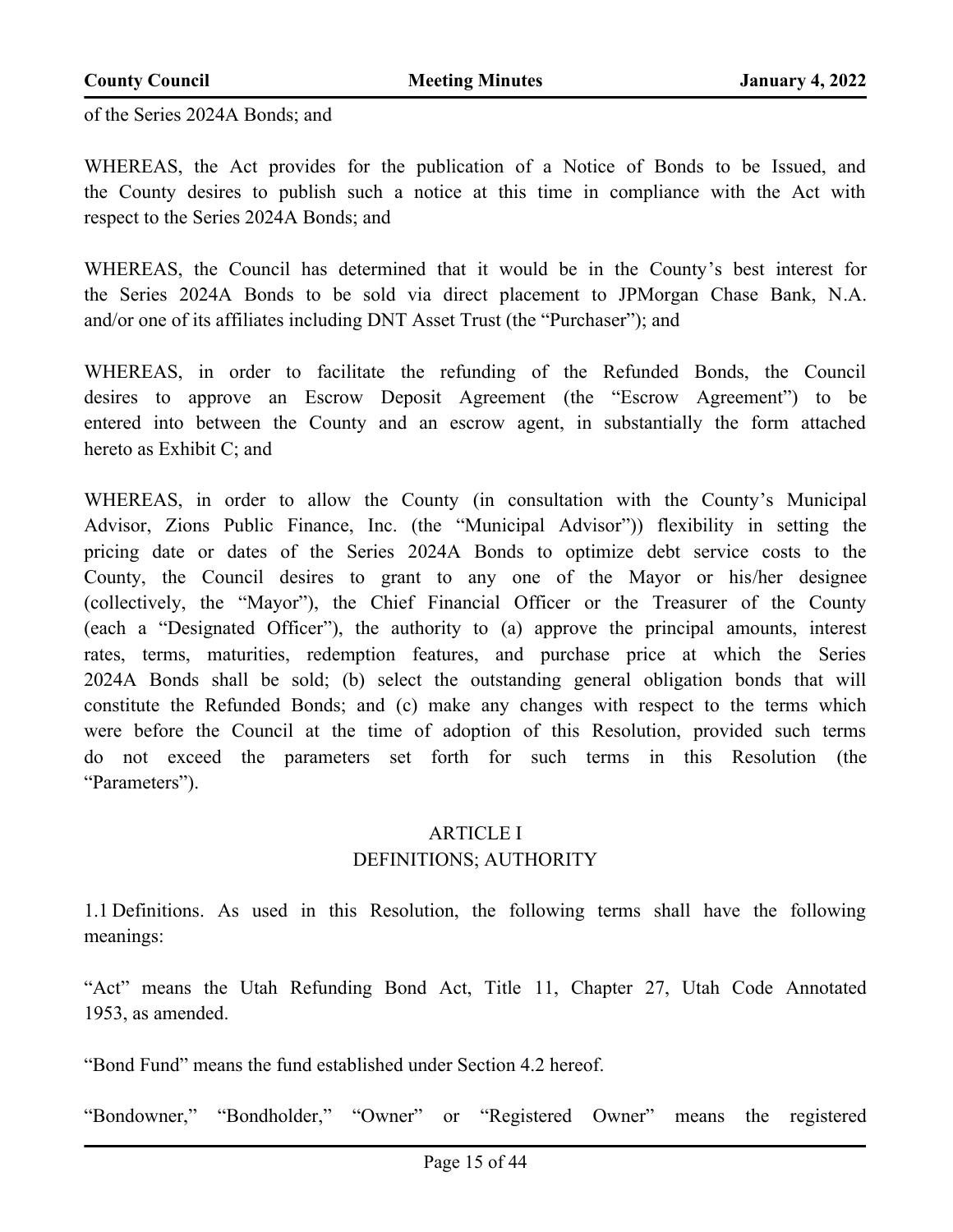of the Series 2024A Bonds; and

WHEREAS, the Act provides for the publication of a Notice of Bonds to be Issued, and the County desires to publish such a notice at this time in compliance with the Act with respect to the Series 2024A Bonds; and

WHEREAS, the Council has determined that it would be in the County's best interest for the Series 2024A Bonds to be sold via direct placement to JPMorgan Chase Bank, N.A. and/or one of its affiliates including DNT Asset Trust (the "Purchaser"); and

WHEREAS, in order to facilitate the refunding of the Refunded Bonds, the Council desires to approve an Escrow Deposit Agreement (the "Escrow Agreement") to be entered into between the County and an escrow agent, in substantially the form attached hereto as Exhibit C; and

WHEREAS, in order to allow the County (in consultation with the County's Municipal Advisor, Zions Public Finance, Inc. (the "Municipal Advisor")) flexibility in setting the pricing date or dates of the Series 2024A Bonds to optimize debt service costs to the County, the Council desires to grant to any one of the Mayor or his/her designee (collectively, the "Mayor"), the Chief Financial Officer or the Treasurer of the County (each a "Designated Officer"), the authority to (a) approve the principal amounts, interest rates, terms, maturities, redemption features, and purchase price at which the Series 2024A Bonds shall be sold; (b) select the outstanding general obligation bonds that will constitute the Refunded Bonds; and (c) make any changes with respect to the terms which were before the Council at the time of adoption of this Resolution, provided such terms do not exceed the parameters set forth for such terms in this Resolution (the "Parameters").

## ARTICLE I
## DEFINITIONS; AUTHORITY

1.1 Definitions. As used in this Resolution, the following terms shall have the following meanings:

"Act" means the Utah Refunding Bond Act, Title 11, Chapter 27, Utah Code Annotated 1953, as amended.

"Bond Fund" means the fund established under Section 4.2 hereof.

"Bondowner," "Bondholder," "Owner" or "Registered Owner" means the registered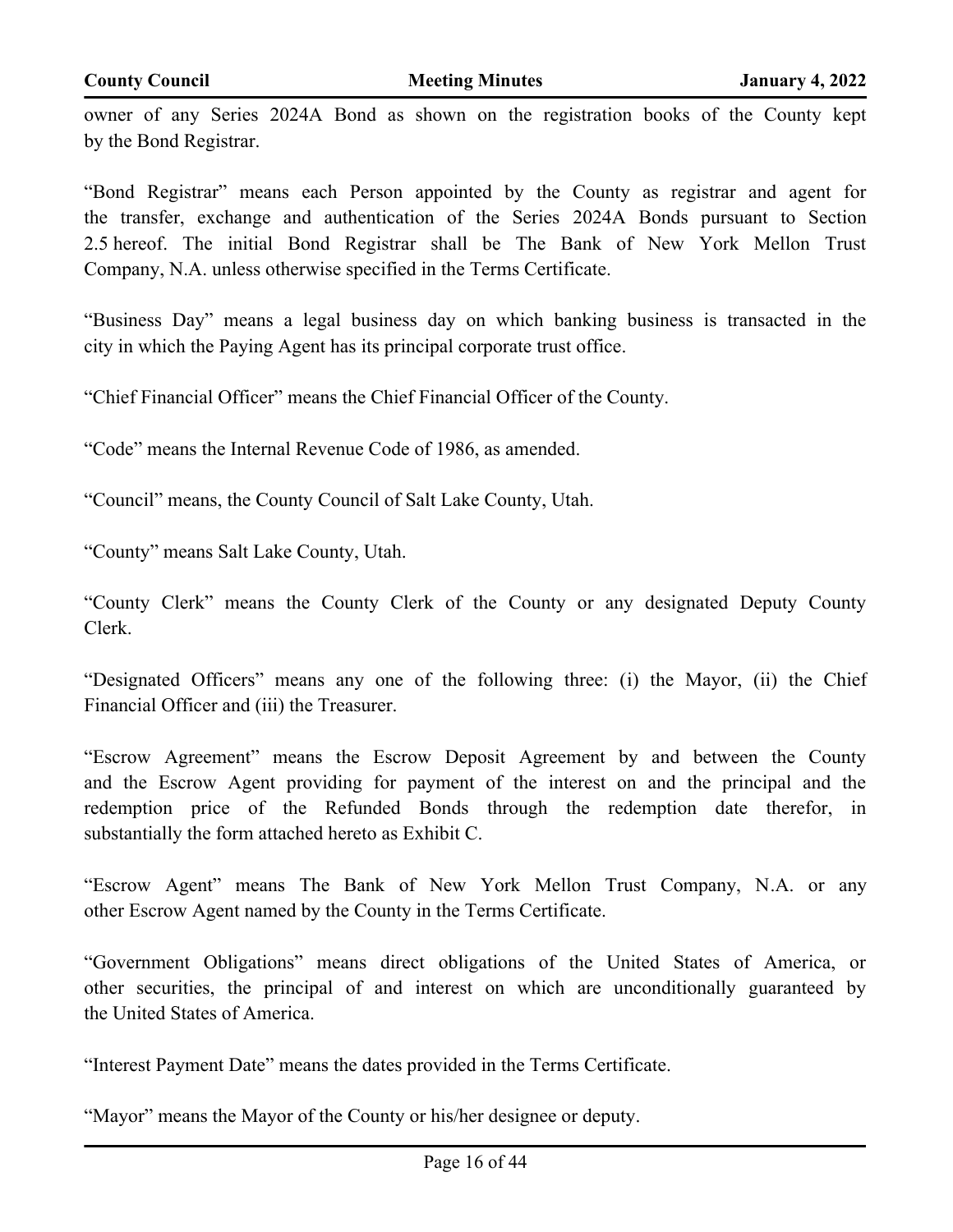owner of any Series 2024A Bond as shown on the registration books of the County kept by the Bond Registrar.

"Bond Registrar" means each Person appointed by the County as registrar and agent for the transfer, exchange and authentication of the Series 2024A Bonds pursuant to Section 2.5 hereof. The initial Bond Registrar shall be The Bank of New York Mellon Trust Company, N.A. unless otherwise specified in the Terms Certificate.

"Business Day" means a legal business day on which banking business is transacted in the city in which the Paying Agent has its principal corporate trust office.

"Chief Financial Officer" means the Chief Financial Officer of the County.

"Code" means the Internal Revenue Code of 1986, as amended.

"Council" means, the County Council of Salt Lake County, Utah.

"County" means Salt Lake County, Utah.

"County Clerk" means the County Clerk of the County or any designated Deputy County Clerk.

"Designated Officers" means any one of the following three: (i) the Mayor, (ii) the Chief Financial Officer and (iii) the Treasurer.

"Escrow Agreement" means the Escrow Deposit Agreement by and between the County and the Escrow Agent providing for payment of the interest on and the principal and the redemption price of the Refunded Bonds through the redemption date therefor, in substantially the form attached hereto as Exhibit C.

"Escrow Agent" means The Bank of New York Mellon Trust Company, N.A. or any other Escrow Agent named by the County in the Terms Certificate.

"Government Obligations" means direct obligations of the United States of America, or other securities, the principal of and interest on which are unconditionally guaranteed by the United States of America.

"Interest Payment Date" means the dates provided in the Terms Certificate.

"Mayor" means the Mayor of the County or his/her designee or deputy.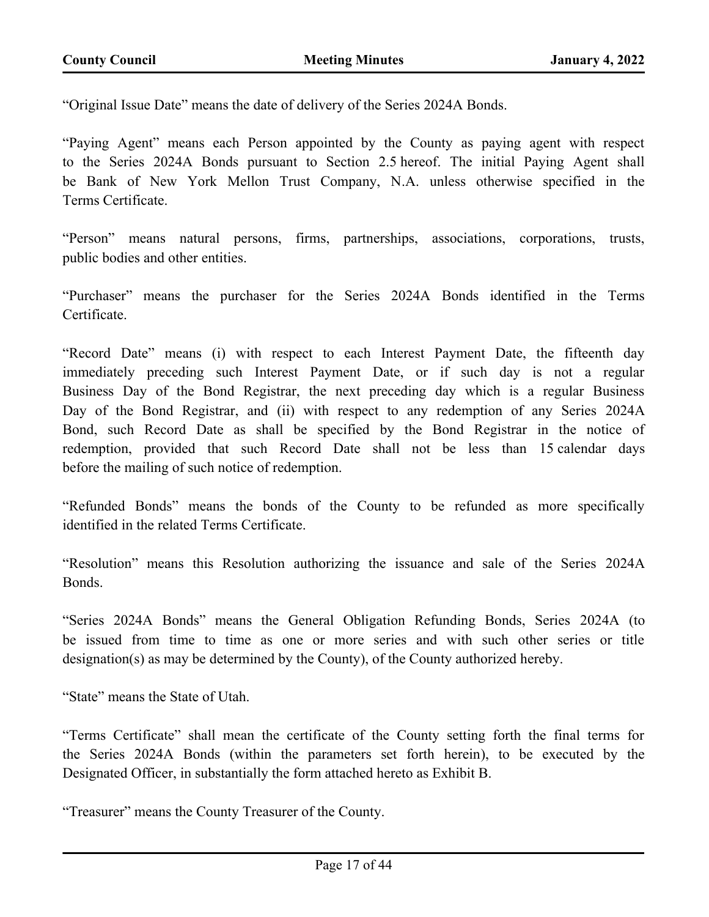"Original Issue Date" means the date of delivery of the Series 2024A Bonds.

"Paying Agent" means each Person appointed by the County as paying agent with respect to the Series 2024A Bonds pursuant to Section 2.5 hereof. The initial Paying Agent shall be Bank of New York Mellon Trust Company, N.A. unless otherwise specified in the Terms Certificate.

"Person" means natural persons, firms, partnerships, associations, corporations, trusts, public bodies and other entities.

"Purchaser" means the purchaser for the Series 2024A Bonds identified in the Terms Certificate.

"Record Date" means (i) with respect to each Interest Payment Date, the fifteenth day immediately preceding such Interest Payment Date, or if such day is not a regular Business Day of the Bond Registrar, the next preceding day which is a regular Business Day of the Bond Registrar, and (ii) with respect to any redemption of any Series 2024A Bond, such Record Date as shall be specified by the Bond Registrar in the notice of redemption, provided that such Record Date shall not be less than 15 calendar days before the mailing of such notice of redemption.

"Refunded Bonds" means the bonds of the County to be refunded as more specifically identified in the related Terms Certificate.

"Resolution" means this Resolution authorizing the issuance and sale of the Series 2024A Bonds.

"Series 2024A Bonds" means the General Obligation Refunding Bonds, Series 2024A (to be issued from time to time as one or more series and with such other series or title designation(s) as may be determined by the County), of the County authorized hereby.

"State" means the State of Utah.

"Terms Certificate" shall mean the certificate of the County setting forth the final terms for the Series 2024A Bonds (within the parameters set forth herein), to be executed by the Designated Officer, in substantially the form attached hereto as Exhibit B.

"Treasurer" means the County Treasurer of the County.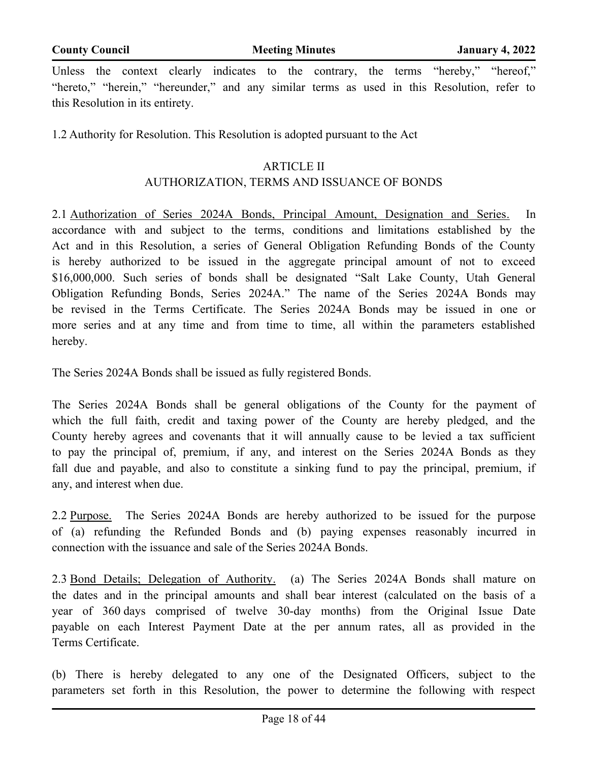Unless the context clearly indicates to the contrary, the terms "hereby," "hereof," "hereto," "herein," "hereunder," and any similar terms as used in this Resolution, refer to this Resolution in its entirety.

1.2 Authority for Resolution. This Resolution is adopted pursuant to the Act

## ARTICLE II
## AUTHORIZATION, TERMS AND ISSUANCE OF BONDS

2.1 Authorization of Series 2024A Bonds, Principal Amount, Designation and Series. In accordance with and subject to the terms, conditions and limitations established by the Act and in this Resolution, a series of General Obligation Refunding Bonds of the County is hereby authorized to be issued in the aggregate principal amount of not to exceed $16,000,000. Such series of bonds shall be designated "Salt Lake County, Utah General Obligation Refunding Bonds, Series 2024A." The name of the Series 2024A Bonds may be revised in the Terms Certificate. The Series 2024A Bonds may be issued in one or more series and at any time and from time to time, all within the parameters established hereby.

The Series 2024A Bonds shall be issued as fully registered Bonds.

The Series 2024A Bonds shall be general obligations of the County for the payment of which the full faith, credit and taxing power of the County are hereby pledged, and the County hereby agrees and covenants that it will annually cause to be levied a tax sufficient to pay the principal of, premium, if any, and interest on the Series 2024A Bonds as they fall due and payable, and also to constitute a sinking fund to pay the principal, premium, if any, and interest when due.

2.2 Purpose. The Series 2024A Bonds are hereby authorized to be issued for the purpose of (a) refunding the Refunded Bonds and (b) paying expenses reasonably incurred in connection with the issuance and sale of the Series 2024A Bonds.

2.3 Bond Details; Delegation of Authority. (a) The Series 2024A Bonds shall mature on the dates and in the principal amounts and shall bear interest (calculated on the basis of a year of 360 days comprised of twelve 30-day months) from the Original Issue Date payable on each Interest Payment Date at the per annum rates, all as provided in the Terms Certificate.

(b) There is hereby delegated to any one of the Designated Officers, subject to the parameters set forth in this Resolution, the power to determine the following with respect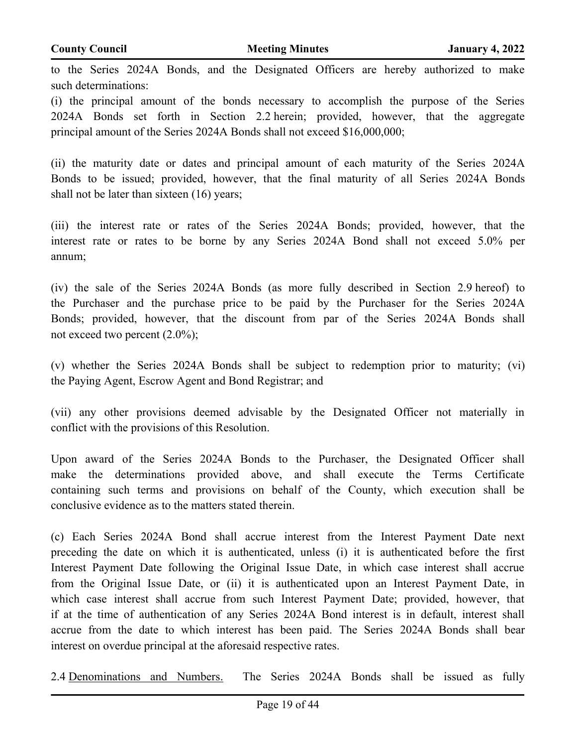to the Series 2024A Bonds, and the Designated Officers are hereby authorized to make such determinations:

(i) the principal amount of the bonds necessary to accomplish the purpose of the Series 2024A Bonds set forth in Section 2.2 herein; provided, however, that the aggregate principal amount of the Series 2024A Bonds shall not exceed $16,000,000;

(ii) the maturity date or dates and principal amount of each maturity of the Series 2024A Bonds to be issued; provided, however, that the final maturity of all Series 2024A Bonds shall not be later than sixteen (16) years;

(iii) the interest rate or rates of the Series 2024A Bonds; provided, however, that the interest rate or rates to be borne by any Series 2024A Bond shall not exceed 5.0% per annum;

(iv) the sale of the Series 2024A Bonds (as more fully described in Section 2.9 hereof) to the Purchaser and the purchase price to be paid by the Purchaser for the Series 2024A Bonds; provided, however, that the discount from par of the Series 2024A Bonds shall not exceed two percent (2.0%);

(v) whether the Series 2024A Bonds shall be subject to redemption prior to maturity; (vi) the Paying Agent, Escrow Agent and Bond Registrar; and

(vii) any other provisions deemed advisable by the Designated Officer not materially in conflict with the provisions of this Resolution.

Upon award of the Series 2024A Bonds to the Purchaser, the Designated Officer shall make the determinations provided above, and shall execute the Terms Certificate containing such terms and provisions on behalf of the County, which execution shall be conclusive evidence as to the matters stated therein.

(c) Each Series 2024A Bond shall accrue interest from the Interest Payment Date next preceding the date on which it is authenticated, unless (i) it is authenticated before the first Interest Payment Date following the Original Issue Date, in which case interest shall accrue from the Original Issue Date, or (ii) it is authenticated upon an Interest Payment Date, in which case interest shall accrue from such Interest Payment Date; provided, however, that if at the time of authentication of any Series 2024A Bond interest is in default, interest shall accrue from the date to which interest has been paid. The Series 2024A Bonds shall bear interest on overdue principal at the aforesaid respective rates.

2.4 Denominations and Numbers. The Series 2024A Bonds shall be issued as fully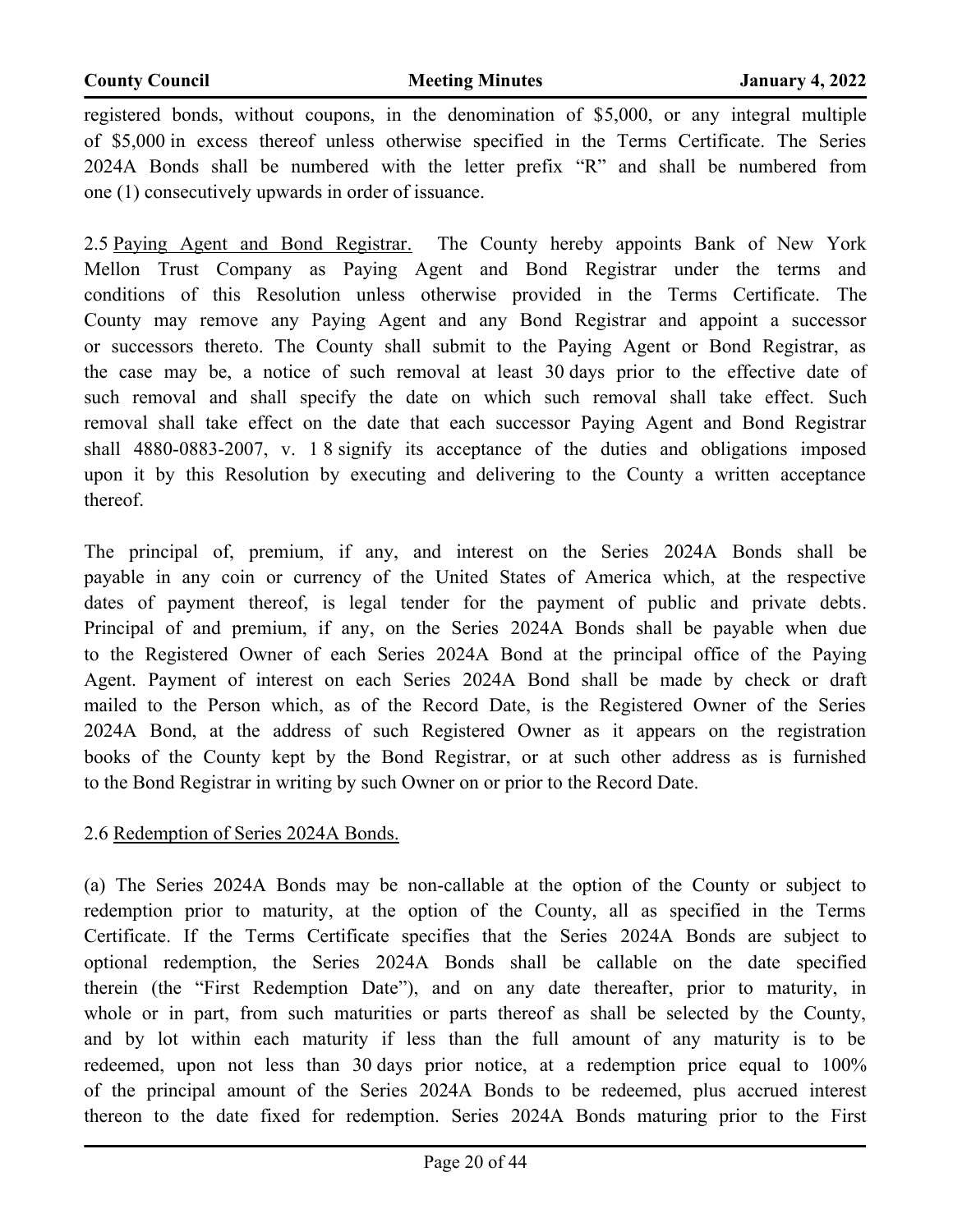registered bonds, without coupons, in the denomination of $5,000, or any integral multiple of $5,000 in excess thereof unless otherwise specified in the Terms Certificate. The Series 2024A Bonds shall be numbered with the letter prefix "R" and shall be numbered from one (1) consecutively upwards in order of issuance.

2.5 Paying Agent and Bond Registrar. The County hereby appoints Bank of New York Mellon Trust Company as Paying Agent and Bond Registrar under the terms and conditions of this Resolution unless otherwise provided in the Terms Certificate. The County may remove any Paying Agent and any Bond Registrar and appoint a successor or successors thereto. The County shall submit to the Paying Agent or Bond Registrar, as the case may be, a notice of such removal at least 30 days prior to the effective date of such removal and shall specify the date on which such removal shall take effect. Such removal shall take effect on the date that each successor Paying Agent and Bond Registrar shall 4880-0883-2007, v. 1 8 signify its acceptance of the duties and obligations imposed upon it by this Resolution by executing and delivering to the County a written acceptance thereof.

The principal of, premium, if any, and interest on the Series 2024A Bonds shall be payable in any coin or currency of the United States of America which, at the respective dates of payment thereof, is legal tender for the payment of public and private debts. Principal of and premium, if any, on the Series 2024A Bonds shall be payable when due to the Registered Owner of each Series 2024A Bond at the principal office of the Paying Agent. Payment of interest on each Series 2024A Bond shall be made by check or draft mailed to the Person which, as of the Record Date, is the Registered Owner of the Series 2024A Bond, at the address of such Registered Owner as it appears on the registration books of the County kept by the Bond Registrar, or at such other address as is furnished to the Bond Registrar in writing by such Owner on or prior to the Record Date.

2.6 Redemption of Series 2024A Bonds.

(a) The Series 2024A Bonds may be non-callable at the option of the County or subject to redemption prior to maturity, at the option of the County, all as specified in the Terms Certificate. If the Terms Certificate specifies that the Series 2024A Bonds are subject to optional redemption, the Series 2024A Bonds shall be callable on the date specified therein (the "First Redemption Date"), and on any date thereafter, prior to maturity, in whole or in part, from such maturities or parts thereof as shall be selected by the County, and by lot within each maturity if less than the full amount of any maturity is to be redeemed, upon not less than 30 days prior notice, at a redemption price equal to 100% of the principal amount of the Series 2024A Bonds to be redeemed, plus accrued interest thereon to the date fixed for redemption. Series 2024A Bonds maturing prior to the First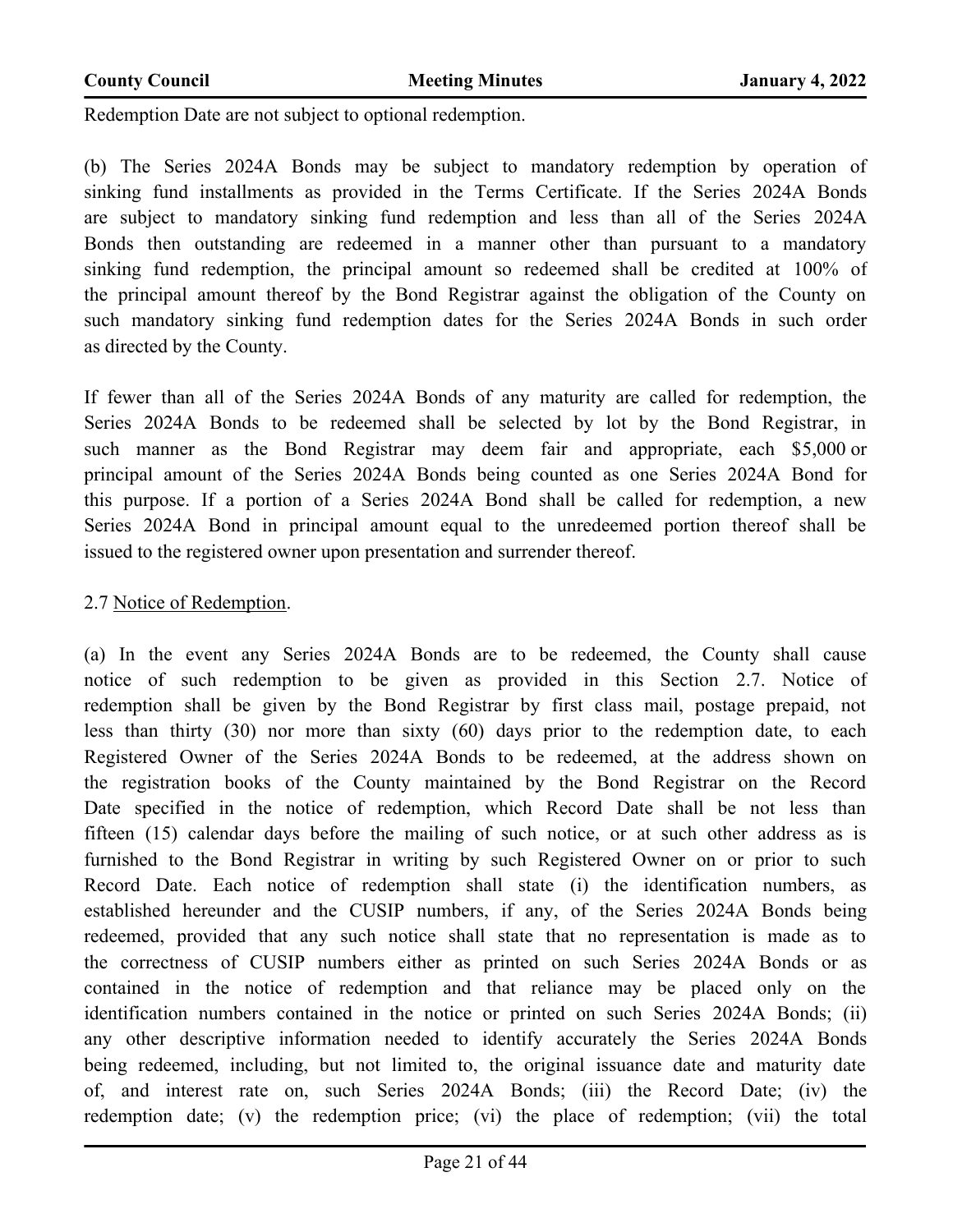Redemption Date are not subject to optional redemption.

(b) The Series 2024A Bonds may be subject to mandatory redemption by operation of sinking fund installments as provided in the Terms Certificate. If the Series 2024A Bonds are subject to mandatory sinking fund redemption and less than all of the Series 2024A Bonds then outstanding are redeemed in a manner other than pursuant to a mandatory sinking fund redemption, the principal amount so redeemed shall be credited at 100% of the principal amount thereof by the Bond Registrar against the obligation of the County on such mandatory sinking fund redemption dates for the Series 2024A Bonds in such order as directed by the County.

If fewer than all of the Series 2024A Bonds of any maturity are called for redemption, the Series 2024A Bonds to be redeemed shall be selected by lot by the Bond Registrar, in such manner as the Bond Registrar may deem fair and appropriate, each $5,000 or principal amount of the Series 2024A Bonds being counted as one Series 2024A Bond for this purpose. If a portion of a Series 2024A Bond shall be called for redemption, a new Series 2024A Bond in principal amount equal to the unredeemed portion thereof shall be issued to the registered owner upon presentation and surrender thereof.

2.7 Notice of Redemption.

(a) In the event any Series 2024A Bonds are to be redeemed, the County shall cause notice of such redemption to be given as provided in this Section 2.7. Notice of redemption shall be given by the Bond Registrar by first class mail, postage prepaid, not less than thirty (30) nor more than sixty (60) days prior to the redemption date, to each Registered Owner of the Series 2024A Bonds to be redeemed, at the address shown on the registration books of the County maintained by the Bond Registrar on the Record Date specified in the notice of redemption, which Record Date shall be not less than fifteen (15) calendar days before the mailing of such notice, or at such other address as is furnished to the Bond Registrar in writing by such Registered Owner on or prior to such Record Date. Each notice of redemption shall state (i) the identification numbers, as established hereunder and the CUSIP numbers, if any, of the Series 2024A Bonds being redeemed, provided that any such notice shall state that no representation is made as to the correctness of CUSIP numbers either as printed on such Series 2024A Bonds or as contained in the notice of redemption and that reliance may be placed only on the identification numbers contained in the notice or printed on such Series 2024A Bonds; (ii) any other descriptive information needed to identify accurately the Series 2024A Bonds being redeemed, including, but not limited to, the original issuance date and maturity date of, and interest rate on, such Series 2024A Bonds; (iii) the Record Date; (iv) the redemption date; (v) the redemption price; (vi) the place of redemption; (vii) the total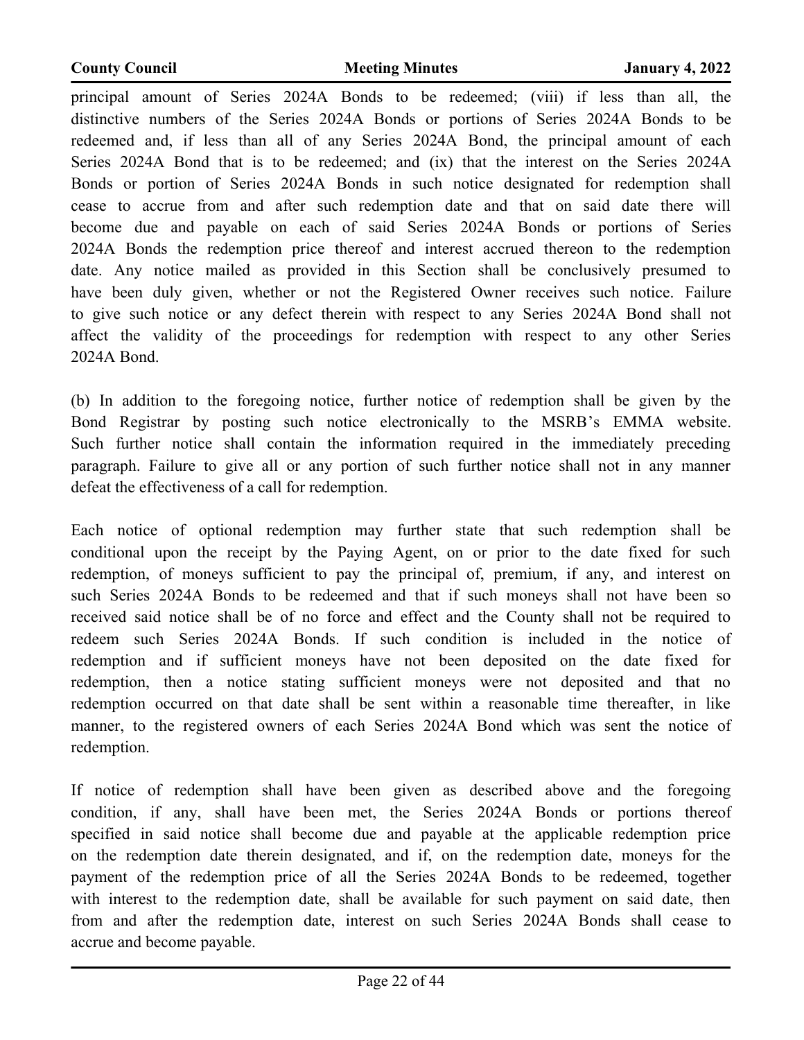principal amount of Series 2024A Bonds to be redeemed; (viii) if less than all, the distinctive numbers of the Series 2024A Bonds or portions of Series 2024A Bonds to be redeemed and, if less than all of any Series 2024A Bond, the principal amount of each Series 2024A Bond that is to be redeemed; and (ix) that the interest on the Series 2024A Bonds or portion of Series 2024A Bonds in such notice designated for redemption shall cease to accrue from and after such redemption date and that on said date there will become due and payable on each of said Series 2024A Bonds or portions of Series 2024A Bonds the redemption price thereof and interest accrued thereon to the redemption date. Any notice mailed as provided in this Section shall be conclusively presumed to have been duly given, whether or not the Registered Owner receives such notice. Failure to give such notice or any defect therein with respect to any Series 2024A Bond shall not affect the validity of the proceedings for redemption with respect to any other Series 2024A Bond.

(b) In addition to the foregoing notice, further notice of redemption shall be given by the Bond Registrar by posting such notice electronically to the MSRB's EMMA website. Such further notice shall contain the information required in the immediately preceding paragraph. Failure to give all or any portion of such further notice shall not in any manner defeat the effectiveness of a call for redemption.

Each notice of optional redemption may further state that such redemption shall be conditional upon the receipt by the Paying Agent, on or prior to the date fixed for such redemption, of moneys sufficient to pay the principal of, premium, if any, and interest on such Series 2024A Bonds to be redeemed and that if such moneys shall not have been so received said notice shall be of no force and effect and the County shall not be required to redeem such Series 2024A Bonds. If such condition is included in the notice of redemption and if sufficient moneys have not been deposited on the date fixed for redemption, then a notice stating sufficient moneys were not deposited and that no redemption occurred on that date shall be sent within a reasonable time thereafter, in like manner, to the registered owners of each Series 2024A Bond which was sent the notice of redemption.

If notice of redemption shall have been given as described above and the foregoing condition, if any, shall have been met, the Series 2024A Bonds or portions thereof specified in said notice shall become due and payable at the applicable redemption price on the redemption date therein designated, and if, on the redemption date, moneys for the payment of the redemption price of all the Series 2024A Bonds to be redeemed, together with interest to the redemption date, shall be available for such payment on said date, then from and after the redemption date, interest on such Series 2024A Bonds shall cease to accrue and become payable.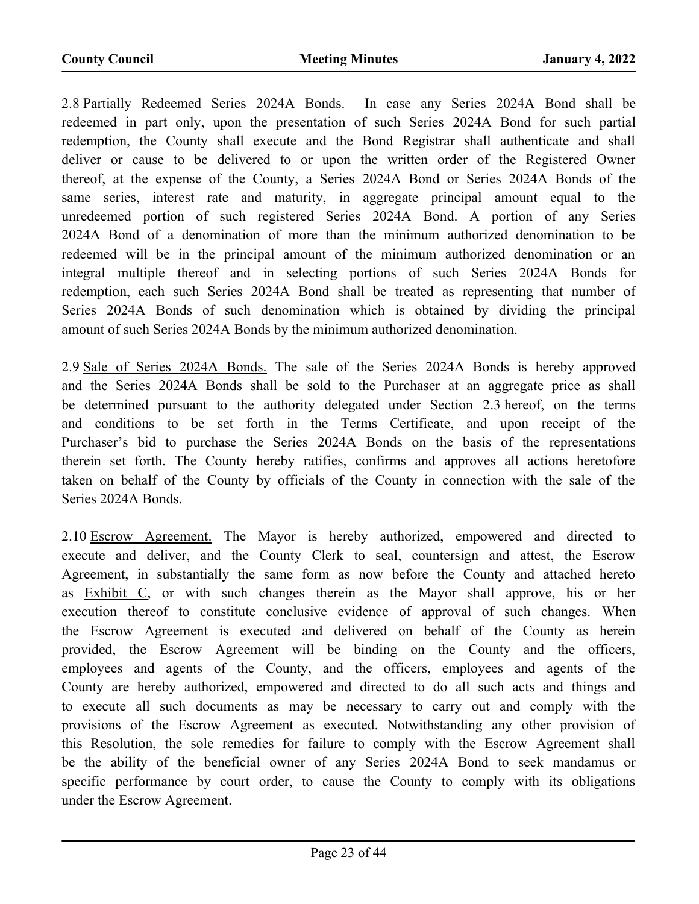2.8 Partially Redeemed Series 2024A Bonds. In case any Series 2024A Bond shall be redeemed in part only, upon the presentation of such Series 2024A Bond for such partial redemption, the County shall execute and the Bond Registrar shall authenticate and shall deliver or cause to be delivered to or upon the written order of the Registered Owner thereof, at the expense of the County, a Series 2024A Bond or Series 2024A Bonds of the same series, interest rate and maturity, in aggregate principal amount equal to the unredeemed portion of such registered Series 2024A Bond. A portion of any Series 2024A Bond of a denomination of more than the minimum authorized denomination to be redeemed will be in the principal amount of the minimum authorized denomination or an integral multiple thereof and in selecting portions of such Series 2024A Bonds for redemption, each such Series 2024A Bond shall be treated as representing that number of Series 2024A Bonds of such denomination which is obtained by dividing the principal amount of such Series 2024A Bonds by the minimum authorized denomination.

2.9 Sale of Series 2024A Bonds. The sale of the Series 2024A Bonds is hereby approved and the Series 2024A Bonds shall be sold to the Purchaser at an aggregate price as shall be determined pursuant to the authority delegated under Section 2.3 hereof, on the terms and conditions to be set forth in the Terms Certificate, and upon receipt of the Purchaser's bid to purchase the Series 2024A Bonds on the basis of the representations therein set forth. The County hereby ratifies, confirms and approves all actions heretofore taken on behalf of the County by officials of the County in connection with the sale of the Series 2024A Bonds.

2.10 Escrow Agreement. The Mayor is hereby authorized, empowered and directed to execute and deliver, and the County Clerk to seal, countersign and attest, the Escrow Agreement, in substantially the same form as now before the County and attached hereto as Exhibit C, or with such changes therein as the Mayor shall approve, his or her execution thereof to constitute conclusive evidence of approval of such changes. When the Escrow Agreement is executed and delivered on behalf of the County as herein provided, the Escrow Agreement will be binding on the County and the officers, employees and agents of the County, and the officers, employees and agents of the County are hereby authorized, empowered and directed to do all such acts and things and to execute all such documents as may be necessary to carry out and comply with the provisions of the Escrow Agreement as executed. Notwithstanding any other provision of this Resolution, the sole remedies for failure to comply with the Escrow Agreement shall be the ability of the beneficial owner of any Series 2024A Bond to seek mandamus or specific performance by court order, to cause the County to comply with its obligations under the Escrow Agreement.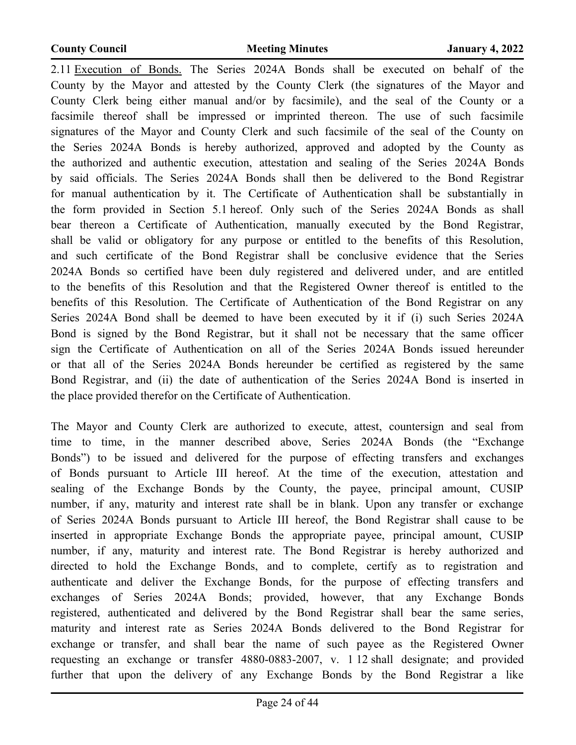2.11 Execution of Bonds. The Series 2024A Bonds shall be executed on behalf of the County by the Mayor and attested by the County Clerk (the signatures of the Mayor and County Clerk being either manual and/or by facsimile), and the seal of the County or a facsimile thereof shall be impressed or imprinted thereon. The use of such facsimile signatures of the Mayor and County Clerk and such facsimile of the seal of the County on the Series 2024A Bonds is hereby authorized, approved and adopted by the County as the authorized and authentic execution, attestation and sealing of the Series 2024A Bonds by said officials. The Series 2024A Bonds shall then be delivered to the Bond Registrar for manual authentication by it. The Certificate of Authentication shall be substantially in the form provided in Section 5.1 hereof. Only such of the Series 2024A Bonds as shall bear thereon a Certificate of Authentication, manually executed by the Bond Registrar, shall be valid or obligatory for any purpose or entitled to the benefits of this Resolution, and such certificate of the Bond Registrar shall be conclusive evidence that the Series 2024A Bonds so certified have been duly registered and delivered under, and are entitled to the benefits of this Resolution and that the Registered Owner thereof is entitled to the benefits of this Resolution. The Certificate of Authentication of the Bond Registrar on any Series 2024A Bond shall be deemed to have been executed by it if (i) such Series 2024A Bond is signed by the Bond Registrar, but it shall not be necessary that the same officer sign the Certificate of Authentication on all of the Series 2024A Bonds issued hereunder or that all of the Series 2024A Bonds hereunder be certified as registered by the same Bond Registrar, and (ii) the date of authentication of the Series 2024A Bond is inserted in the place provided therefor on the Certificate of Authentication.

The Mayor and County Clerk are authorized to execute, attest, countersign and seal from time to time, in the manner described above, Series 2024A Bonds (the "Exchange Bonds") to be issued and delivered for the purpose of effecting transfers and exchanges of Bonds pursuant to Article III hereof. At the time of the execution, attestation and sealing of the Exchange Bonds by the County, the payee, principal amount, CUSIP number, if any, maturity and interest rate shall be in blank. Upon any transfer or exchange of Series 2024A Bonds pursuant to Article III hereof, the Bond Registrar shall cause to be inserted in appropriate Exchange Bonds the appropriate payee, principal amount, CUSIP number, if any, maturity and interest rate. The Bond Registrar is hereby authorized and directed to hold the Exchange Bonds, and to complete, certify as to registration and authenticate and deliver the Exchange Bonds, for the purpose of effecting transfers and exchanges of Series 2024A Bonds; provided, however, that any Exchange Bonds registered, authenticated and delivered by the Bond Registrar shall bear the same series, maturity and interest rate as Series 2024A Bonds delivered to the Bond Registrar for exchange or transfer, and shall bear the name of such payee as the Registered Owner requesting an exchange or transfer 4880-0883-2007, v. 1 12 shall designate; and provided further that upon the delivery of any Exchange Bonds by the Bond Registrar a like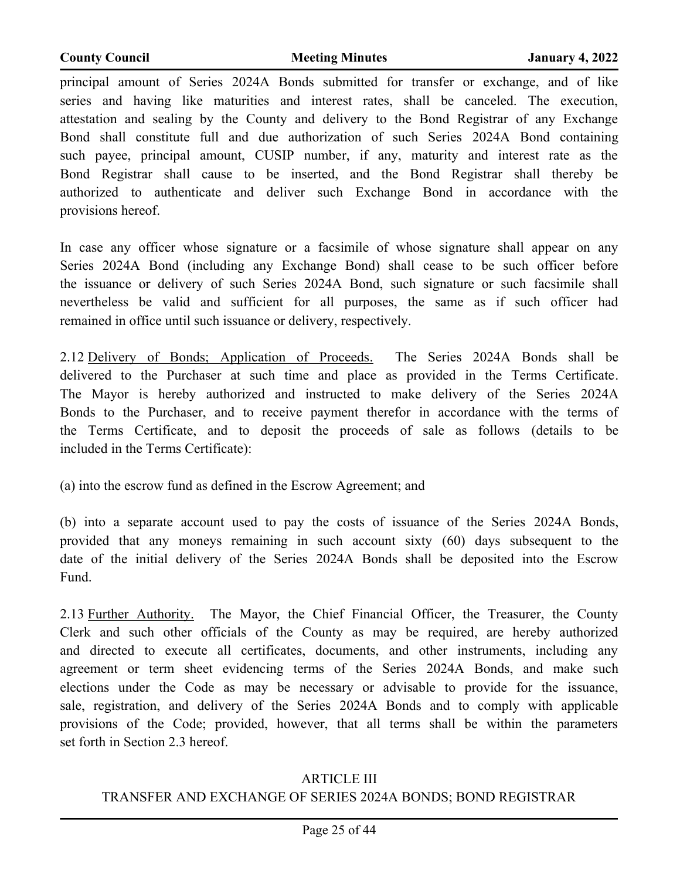principal amount of Series 2024A Bonds submitted for transfer or exchange, and of like series and having like maturities and interest rates, shall be canceled. The execution, attestation and sealing by the County and delivery to the Bond Registrar of any Exchange Bond shall constitute full and due authorization of such Series 2024A Bond containing such payee, principal amount, CUSIP number, if any, maturity and interest rate as the Bond Registrar shall cause to be inserted, and the Bond Registrar shall thereby be authorized to authenticate and deliver such Exchange Bond in accordance with the provisions hereof.

In case any officer whose signature or a facsimile of whose signature shall appear on any Series 2024A Bond (including any Exchange Bond) shall cease to be such officer before the issuance or delivery of such Series 2024A Bond, such signature or such facsimile shall nevertheless be valid and sufficient for all purposes, the same as if such officer had remained in office until such issuance or delivery, respectively.

2.12 Delivery of Bonds; Application of Proceeds. The Series 2024A Bonds shall be delivered to the Purchaser at such time and place as provided in the Terms Certificate. The Mayor is hereby authorized and instructed to make delivery of the Series 2024A Bonds to the Purchaser, and to receive payment therefor in accordance with the terms of the Terms Certificate, and to deposit the proceeds of sale as follows (details to be included in the Terms Certificate):

(a) into the escrow fund as defined in the Escrow Agreement; and

(b) into a separate account used to pay the costs of issuance of the Series 2024A Bonds, provided that any moneys remaining in such account sixty (60) days subsequent to the date of the initial delivery of the Series 2024A Bonds shall be deposited into the Escrow Fund.

2.13 Further Authority. The Mayor, the Chief Financial Officer, the Treasurer, the County Clerk and such other officials of the County as may be required, are hereby authorized and directed to execute all certificates, documents, and other instruments, including any agreement or term sheet evidencing terms of the Series 2024A Bonds, and make such elections under the Code as may be necessary or advisable to provide for the issuance, sale, registration, and delivery of the Series 2024A Bonds and to comply with applicable provisions of the Code; provided, however, that all terms shall be within the parameters set forth in Section 2.3 hereof.

## ARTICLE III
## TRANSFER AND EXCHANGE OF SERIES 2024A BONDS; BOND REGISTRAR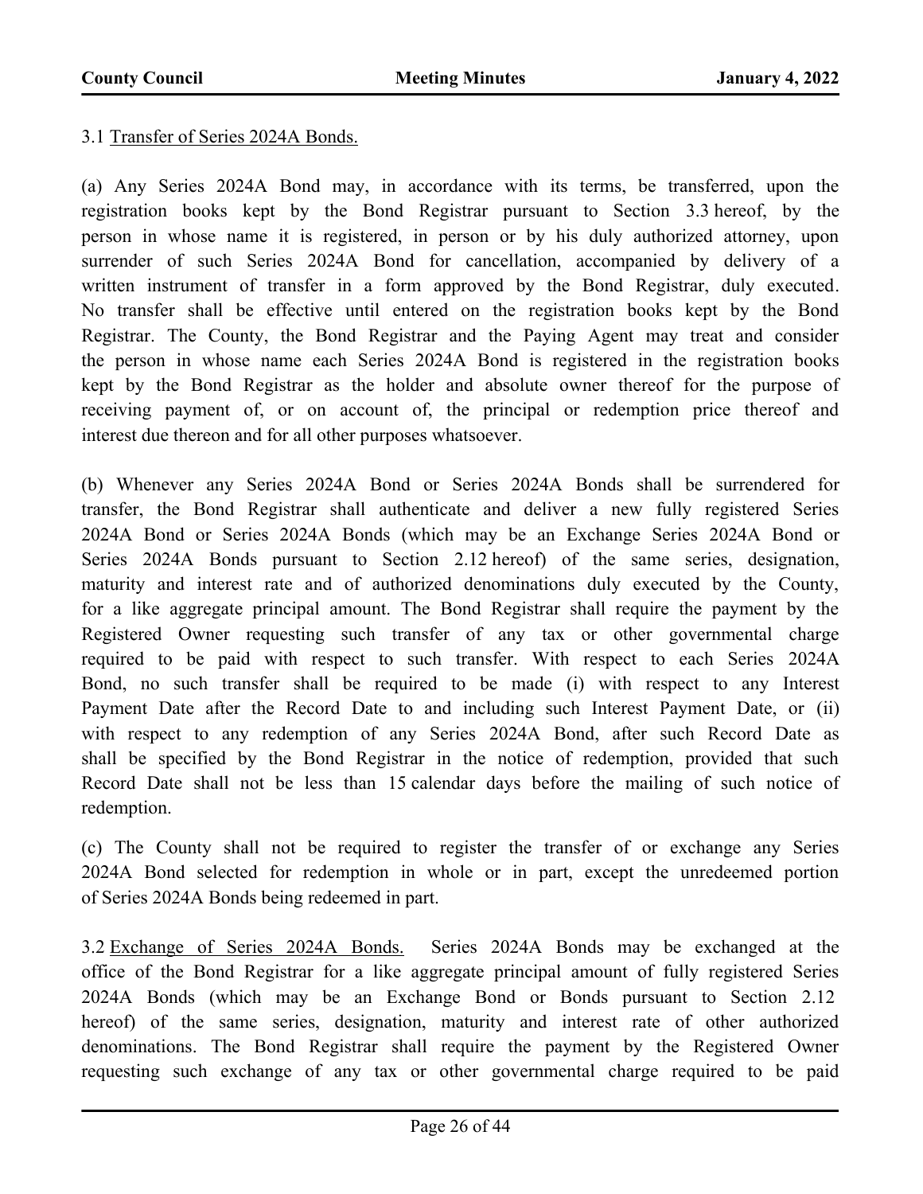3.1 Transfer of Series 2024A Bonds.

(a) Any Series 2024A Bond may, in accordance with its terms, be transferred, upon the registration books kept by the Bond Registrar pursuant to Section 3.3 hereof, by the person in whose name it is registered, in person or by his duly authorized attorney, upon surrender of such Series 2024A Bond for cancellation, accompanied by delivery of a written instrument of transfer in a form approved by the Bond Registrar, duly executed. No transfer shall be effective until entered on the registration books kept by the Bond Registrar. The County, the Bond Registrar and the Paying Agent may treat and consider the person in whose name each Series 2024A Bond is registered in the registration books kept by the Bond Registrar as the holder and absolute owner thereof for the purpose of receiving payment of, or on account of, the principal or redemption price thereof and interest due thereon and for all other purposes whatsoever.

(b) Whenever any Series 2024A Bond or Series 2024A Bonds shall be surrendered for transfer, the Bond Registrar shall authenticate and deliver a new fully registered Series 2024A Bond or Series 2024A Bonds (which may be an Exchange Series 2024A Bond or Series 2024A Bonds pursuant to Section 2.12 hereof) of the same series, designation, maturity and interest rate and of authorized denominations duly executed by the County, for a like aggregate principal amount. The Bond Registrar shall require the payment by the Registered Owner requesting such transfer of any tax or other governmental charge required to be paid with respect to such transfer. With respect to each Series 2024A Bond, no such transfer shall be required to be made (i) with respect to any Interest Payment Date after the Record Date to and including such Interest Payment Date, or (ii) with respect to any redemption of any Series 2024A Bond, after such Record Date as shall be specified by the Bond Registrar in the notice of redemption, provided that such Record Date shall not be less than 15 calendar days before the mailing of such notice of redemption.

(c) The County shall not be required to register the transfer of or exchange any Series 2024A Bond selected for redemption in whole or in part, except the unredeemed portion of Series 2024A Bonds being redeemed in part.

3.2 Exchange of Series 2024A Bonds. Series 2024A Bonds may be exchanged at the office of the Bond Registrar for a like aggregate principal amount of fully registered Series 2024A Bonds (which may be an Exchange Bond or Bonds pursuant to Section 2.12 hereof) of the same series, designation, maturity and interest rate of other authorized denominations. The Bond Registrar shall require the payment by the Registered Owner requesting such exchange of any tax or other governmental charge required to be paid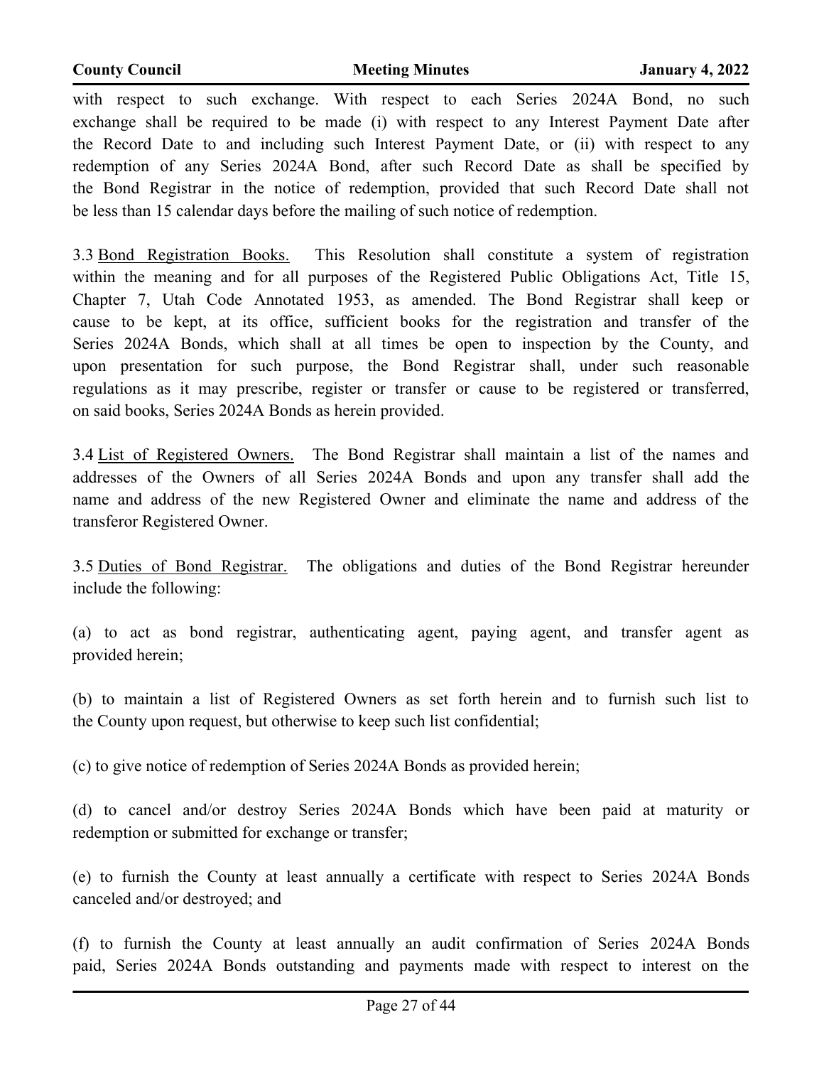with respect to such exchange. With respect to each Series 2024A Bond, no such exchange shall be required to be made (i) with respect to any Interest Payment Date after the Record Date to and including such Interest Payment Date, or (ii) with respect to any redemption of any Series 2024A Bond, after such Record Date as shall be specified by the Bond Registrar in the notice of redemption, provided that such Record Date shall not be less than 15 calendar days before the mailing of such notice of redemption.

3.3 Bond Registration Books. This Resolution shall constitute a system of registration within the meaning and for all purposes of the Registered Public Obligations Act, Title 15, Chapter 7, Utah Code Annotated 1953, as amended. The Bond Registrar shall keep or cause to be kept, at its office, sufficient books for the registration and transfer of the Series 2024A Bonds, which shall at all times be open to inspection by the County, and upon presentation for such purpose, the Bond Registrar shall, under such reasonable regulations as it may prescribe, register or transfer or cause to be registered or transferred, on said books, Series 2024A Bonds as herein provided.

3.4 List of Registered Owners. The Bond Registrar shall maintain a list of the names and addresses of the Owners of all Series 2024A Bonds and upon any transfer shall add the name and address of the new Registered Owner and eliminate the name and address of the transferor Registered Owner.

3.5 Duties of Bond Registrar. The obligations and duties of the Bond Registrar hereunder include the following:

(a) to act as bond registrar, authenticating agent, paying agent, and transfer agent as provided herein;

(b) to maintain a list of Registered Owners as set forth herein and to furnish such list to the County upon request, but otherwise to keep such list confidential;

(c) to give notice of redemption of Series 2024A Bonds as provided herein;

(d) to cancel and/or destroy Series 2024A Bonds which have been paid at maturity or redemption or submitted for exchange or transfer;

(e) to furnish the County at least annually a certificate with respect to Series 2024A Bonds canceled and/or destroyed; and

(f) to furnish the County at least annually an audit confirmation of Series 2024A Bonds paid, Series 2024A Bonds outstanding and payments made with respect to interest on the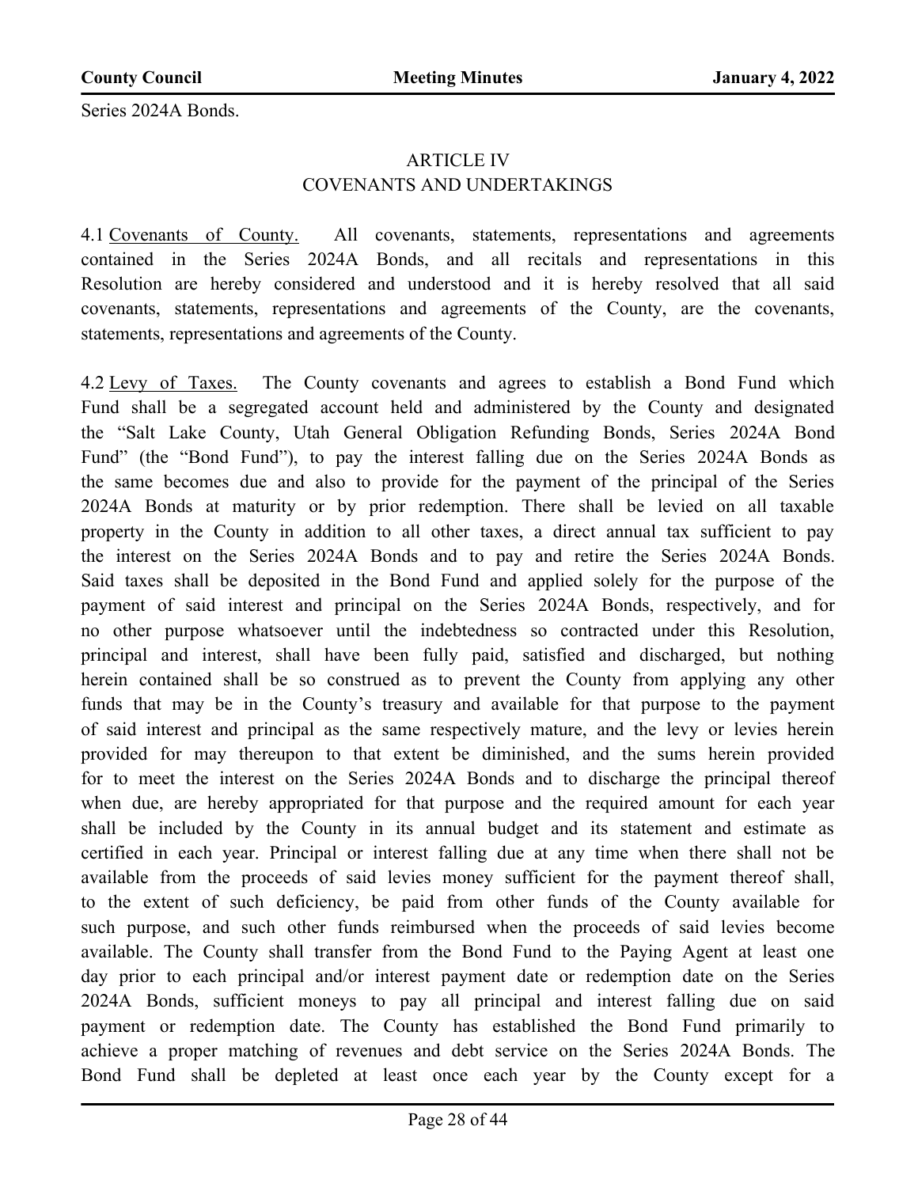Series 2024A Bonds.

ARTICLE IV
COVENANTS AND UNDERTAKINGS

4.1 Covenants of County. All covenants, statements, representations and agreements contained in the Series 2024A Bonds, and all recitals and representations in this Resolution are hereby considered and understood and it is hereby resolved that all said covenants, statements, representations and agreements of the County, are the covenants, statements, representations and agreements of the County.

4.2 Levy of Taxes. The County covenants and agrees to establish a Bond Fund which Fund shall be a segregated account held and administered by the County and designated the "Salt Lake County, Utah General Obligation Refunding Bonds, Series 2024A Bond Fund" (the "Bond Fund"), to pay the interest falling due on the Series 2024A Bonds as the same becomes due and also to provide for the payment of the principal of the Series 2024A Bonds at maturity or by prior redemption. There shall be levied on all taxable property in the County in addition to all other taxes, a direct annual tax sufficient to pay the interest on the Series 2024A Bonds and to pay and retire the Series 2024A Bonds. Said taxes shall be deposited in the Bond Fund and applied solely for the purpose of the payment of said interest and principal on the Series 2024A Bonds, respectively, and for no other purpose whatsoever until the indebtedness so contracted under this Resolution, principal and interest, shall have been fully paid, satisfied and discharged, but nothing herein contained shall be so construed as to prevent the County from applying any other funds that may be in the County's treasury and available for that purpose to the payment of said interest and principal as the same respectively mature, and the levy or levies herein provided for may thereupon to that extent be diminished, and the sums herein provided for to meet the interest on the Series 2024A Bonds and to discharge the principal thereof when due, are hereby appropriated for that purpose and the required amount for each year shall be included by the County in its annual budget and its statement and estimate as certified in each year. Principal or interest falling due at any time when there shall not be available from the proceeds of said levies money sufficient for the payment thereof shall, to the extent of such deficiency, be paid from other funds of the County available for such purpose, and such other funds reimbursed when the proceeds of said levies become available. The County shall transfer from the Bond Fund to the Paying Agent at least one day prior to each principal and/or interest payment date or redemption date on the Series 2024A Bonds, sufficient moneys to pay all principal and interest falling due on said payment or redemption date. The County has established the Bond Fund primarily to achieve a proper matching of revenues and debt service on the Series 2024A Bonds. The Bond Fund shall be depleted at least once each year by the County except for a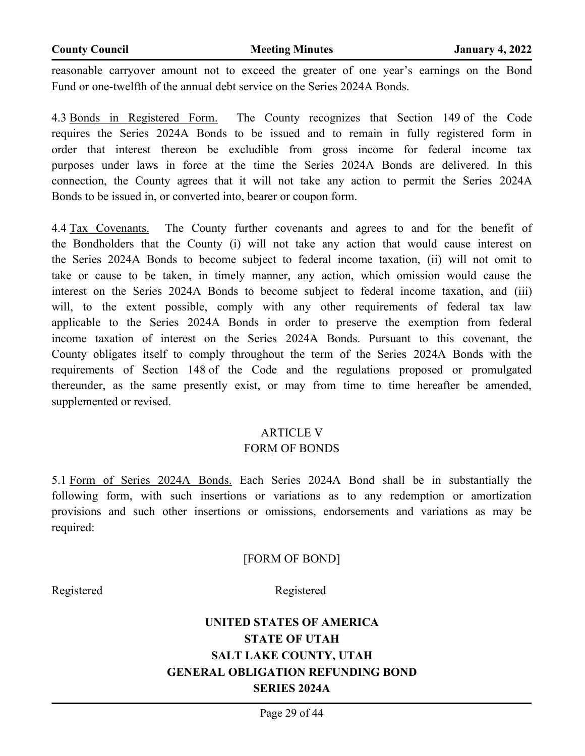reasonable carryover amount not to exceed the greater of one year's earnings on the Bond Fund or one-twelfth of the annual debt service on the Series 2024A Bonds.

4.3 Bonds in Registered Form. The County recognizes that Section 149 of the Code requires the Series 2024A Bonds to be issued and to remain in fully registered form in order that interest thereon be excludible from gross income for federal income tax purposes under laws in force at the time the Series 2024A Bonds are delivered. In this connection, the County agrees that it will not take any action to permit the Series 2024A Bonds to be issued in, or converted into, bearer or coupon form.

4.4 Tax Covenants. The County further covenants and agrees to and for the benefit of the Bondholders that the County (i) will not take any action that would cause interest on the Series 2024A Bonds to become subject to federal income taxation, (ii) will not omit to take or cause to be taken, in timely manner, any action, which omission would cause the interest on the Series 2024A Bonds to become subject to federal income taxation, and (iii) will, to the extent possible, comply with any other requirements of federal tax law applicable to the Series 2024A Bonds in order to preserve the exemption from federal income taxation of interest on the Series 2024A Bonds. Pursuant to this covenant, the County obligates itself to comply throughout the term of the Series 2024A Bonds with the requirements of Section 148 of the Code and the regulations proposed or promulgated thereunder, as the same presently exist, or may from time to time hereafter be amended, supplemented or revised.

ARTICLE V
FORM OF BONDS

5.1 Form of Series 2024A Bonds. Each Series 2024A Bond shall be in substantially the following form, with such insertions or variations as to any redemption or amortization provisions and such other insertions or omissions, endorsements and variations as may be required:

[FORM OF BOND]

Registered Registered

**UNITED STATES OF AMERICA**
**STATE OF UTAH**
**SALT LAKE COUNTY, UTAH**
**GENERAL OBLIGATION REFUNDING BOND**
**SERIES 2024A**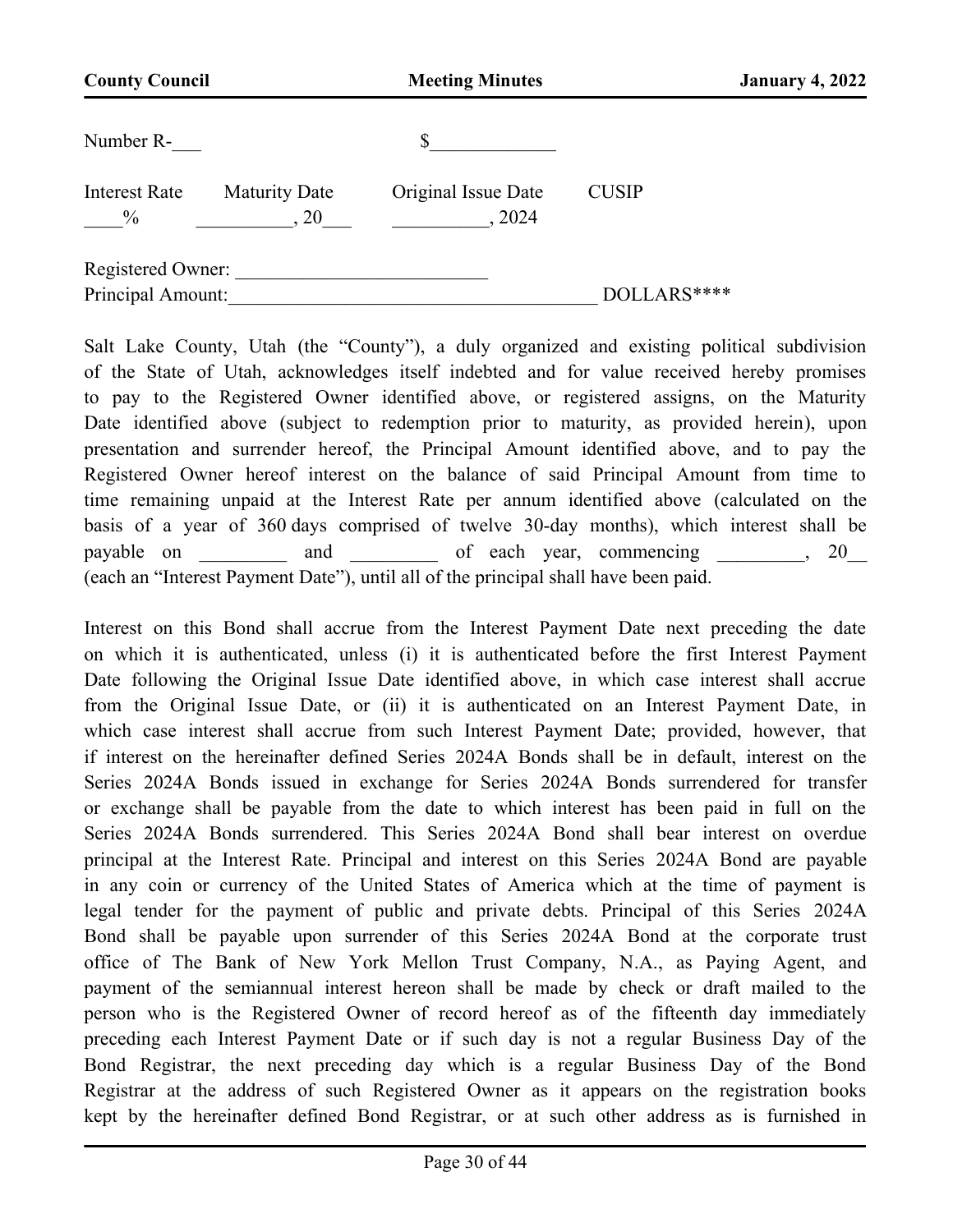Number R-___ $_____________

| Interest Rate | Maturity Date | Original Issue Date | CUSIP |
|---|---|---|---|
| ____% | __________, 20___ | __________, 2024 | |

Registered Owner: __________________________
Principal Amount:_______________________________________ DOLLARS****

Salt Lake County, Utah (the "County"), a duly organized and existing political subdivision of the State of Utah, acknowledges itself indebted and for value received hereby promises to pay to the Registered Owner identified above, or registered assigns, on the Maturity Date identified above (subject to redemption prior to maturity, as provided herein), upon presentation and surrender hereof, the Principal Amount identified above, and to pay the Registered Owner hereof interest on the balance of said Principal Amount from time to time remaining unpaid at the Interest Rate per annum identified above (calculated on the basis of a year of 360 days comprised of twelve 30-day months), which interest shall be payable on _________ and _________ of each year, commencing _________, 20__ (each an "Interest Payment Date"), until all of the principal shall have been paid.

Interest on this Bond shall accrue from the Interest Payment Date next preceding the date on which it is authenticated, unless (i) it is authenticated before the first Interest Payment Date following the Original Issue Date identified above, in which case interest shall accrue from the Original Issue Date, or (ii) it is authenticated on an Interest Payment Date, in which case interest shall accrue from such Interest Payment Date; provided, however, that if interest on the hereinafter defined Series 2024A Bonds shall be in default, interest on the Series 2024A Bonds issued in exchange for Series 2024A Bonds surrendered for transfer or exchange shall be payable from the date to which interest has been paid in full on the Series 2024A Bonds surrendered. This Series 2024A Bond shall bear interest on overdue principal at the Interest Rate. Principal and interest on this Series 2024A Bond are payable in any coin or currency of the United States of America which at the time of payment is legal tender for the payment of public and private debts. Principal of this Series 2024A Bond shall be payable upon surrender of this Series 2024A Bond at the corporate trust office of The Bank of New York Mellon Trust Company, N.A., as Paying Agent, and payment of the semiannual interest hereon shall be made by check or draft mailed to the person who is the Registered Owner of record hereof as of the fifteenth day immediately preceding each Interest Payment Date or if such day is not a regular Business Day of the Bond Registrar, the next preceding day which is a regular Business Day of the Bond Registrar at the address of such Registered Owner as it appears on the registration books kept by the hereinafter defined Bond Registrar, or at such other address as is furnished in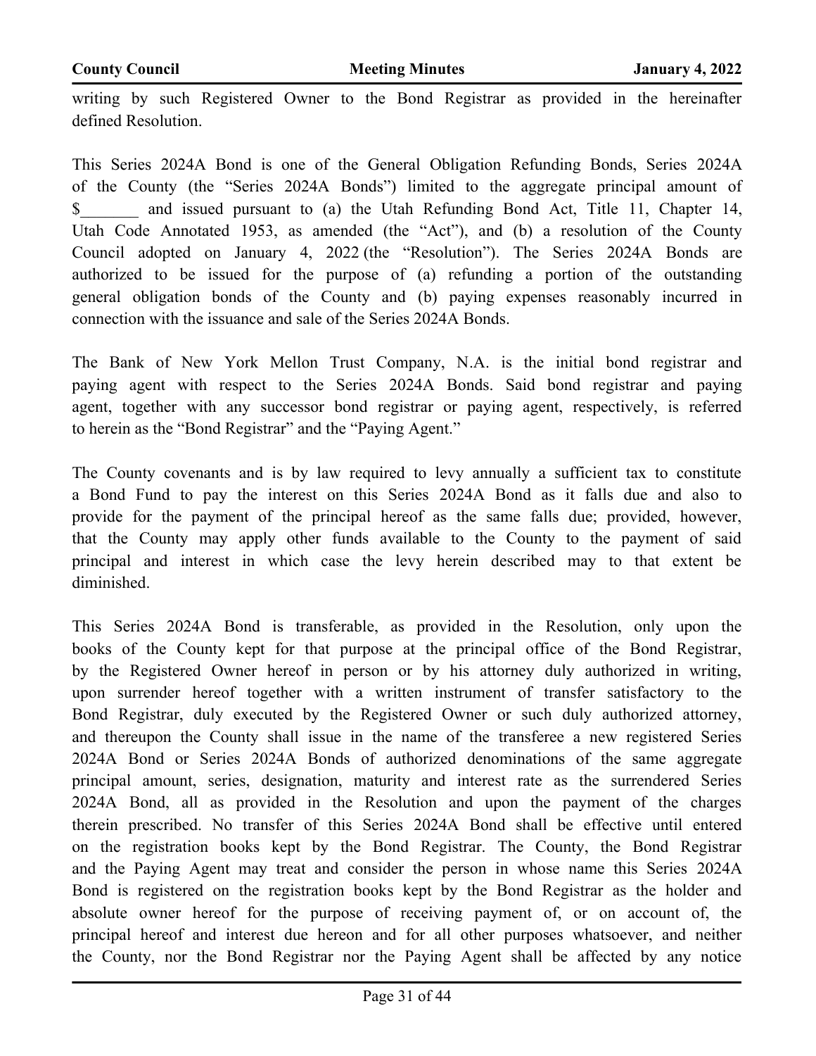writing by such Registered Owner to the Bond Registrar as provided in the hereinafter defined Resolution.

This Series 2024A Bond is one of the General Obligation Refunding Bonds, Series 2024A of the County (the "Series 2024A Bonds") limited to the aggregate principal amount of $_______ and issued pursuant to (a) the Utah Refunding Bond Act, Title 11, Chapter 14, Utah Code Annotated 1953, as amended (the "Act"), and (b) a resolution of the County Council adopted on January 4, 2022 (the "Resolution"). The Series 2024A Bonds are authorized to be issued for the purpose of (a) refunding a portion of the outstanding general obligation bonds of the County and (b) paying expenses reasonably incurred in connection with the issuance and sale of the Series 2024A Bonds.

The Bank of New York Mellon Trust Company, N.A. is the initial bond registrar and paying agent with respect to the Series 2024A Bonds. Said bond registrar and paying agent, together with any successor bond registrar or paying agent, respectively, is referred to herein as the "Bond Registrar" and the "Paying Agent."

The County covenants and is by law required to levy annually a sufficient tax to constitute a Bond Fund to pay the interest on this Series 2024A Bond as it falls due and also to provide for the payment of the principal hereof as the same falls due; provided, however, that the County may apply other funds available to the County to the payment of said principal and interest in which case the levy herein described may to that extent be diminished.

This Series 2024A Bond is transferable, as provided in the Resolution, only upon the books of the County kept for that purpose at the principal office of the Bond Registrar, by the Registered Owner hereof in person or by his attorney duly authorized in writing, upon surrender hereof together with a written instrument of transfer satisfactory to the Bond Registrar, duly executed by the Registered Owner or such duly authorized attorney, and thereupon the County shall issue in the name of the transferee a new registered Series 2024A Bond or Series 2024A Bonds of authorized denominations of the same aggregate principal amount, series, designation, maturity and interest rate as the surrendered Series 2024A Bond, all as provided in the Resolution and upon the payment of the charges therein prescribed. No transfer of this Series 2024A Bond shall be effective until entered on the registration books kept by the Bond Registrar. The County, the Bond Registrar and the Paying Agent may treat and consider the person in whose name this Series 2024A Bond is registered on the registration books kept by the Bond Registrar as the holder and absolute owner hereof for the purpose of receiving payment of, or on account of, the principal hereof and interest due hereon and for all other purposes whatsoever, and neither the County, nor the Bond Registrar nor the Paying Agent shall be affected by any notice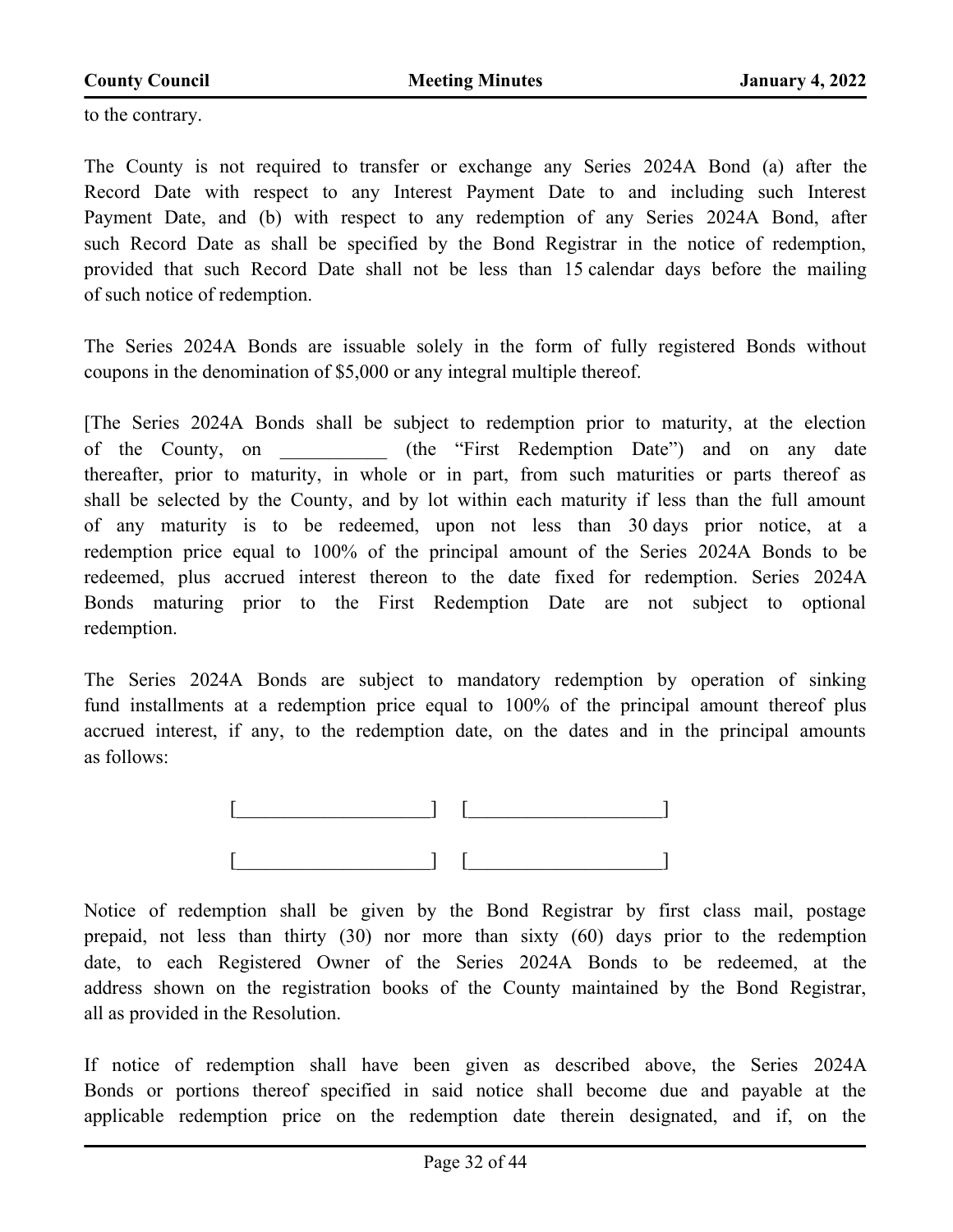to the contrary.

The County is not required to transfer or exchange any Series 2024A Bond (a) after the Record Date with respect to any Interest Payment Date to and including such Interest Payment Date, and (b) with respect to any redemption of any Series 2024A Bond, after such Record Date as shall be specified by the Bond Registrar in the notice of redemption, provided that such Record Date shall not be less than 15 calendar days before the mailing of such notice of redemption.

The Series 2024A Bonds are issuable solely in the form of fully registered Bonds without coupons in the denomination of $5,000 or any integral multiple thereof.

[The Series 2024A Bonds shall be subject to redemption prior to maturity, at the election of the County, on ___________ (the "First Redemption Date") and on any date thereafter, prior to maturity, in whole or in part, from such maturities or parts thereof as shall be selected by the County, and by lot within each maturity if less than the full amount of any maturity is to be redeemed, upon not less than 30 days prior notice, at a redemption price equal to 100% of the principal amount of the Series 2024A Bonds to be redeemed, plus accrued interest thereon to the date fixed for redemption. Series 2024A Bonds maturing prior to the First Redemption Date are not subject to optional redemption.

The Series 2024A Bonds are subject to mandatory redemption by operation of sinking fund installments at a redemption price equal to 100% of the principal amount thereof plus accrued interest, if any, to the redemption date, on the dates and in the principal amounts as follows:

[____________________] [____________________]

[____________________] [____________________]

Notice of redemption shall be given by the Bond Registrar by first class mail, postage prepaid, not less than thirty (30) nor more than sixty (60) days prior to the redemption date, to each Registered Owner of the Series 2024A Bonds to be redeemed, at the address shown on the registration books of the County maintained by the Bond Registrar, all as provided in the Resolution.

If notice of redemption shall have been given as described above, the Series 2024A Bonds or portions thereof specified in said notice shall become due and payable at the applicable redemption price on the redemption date therein designated, and if, on the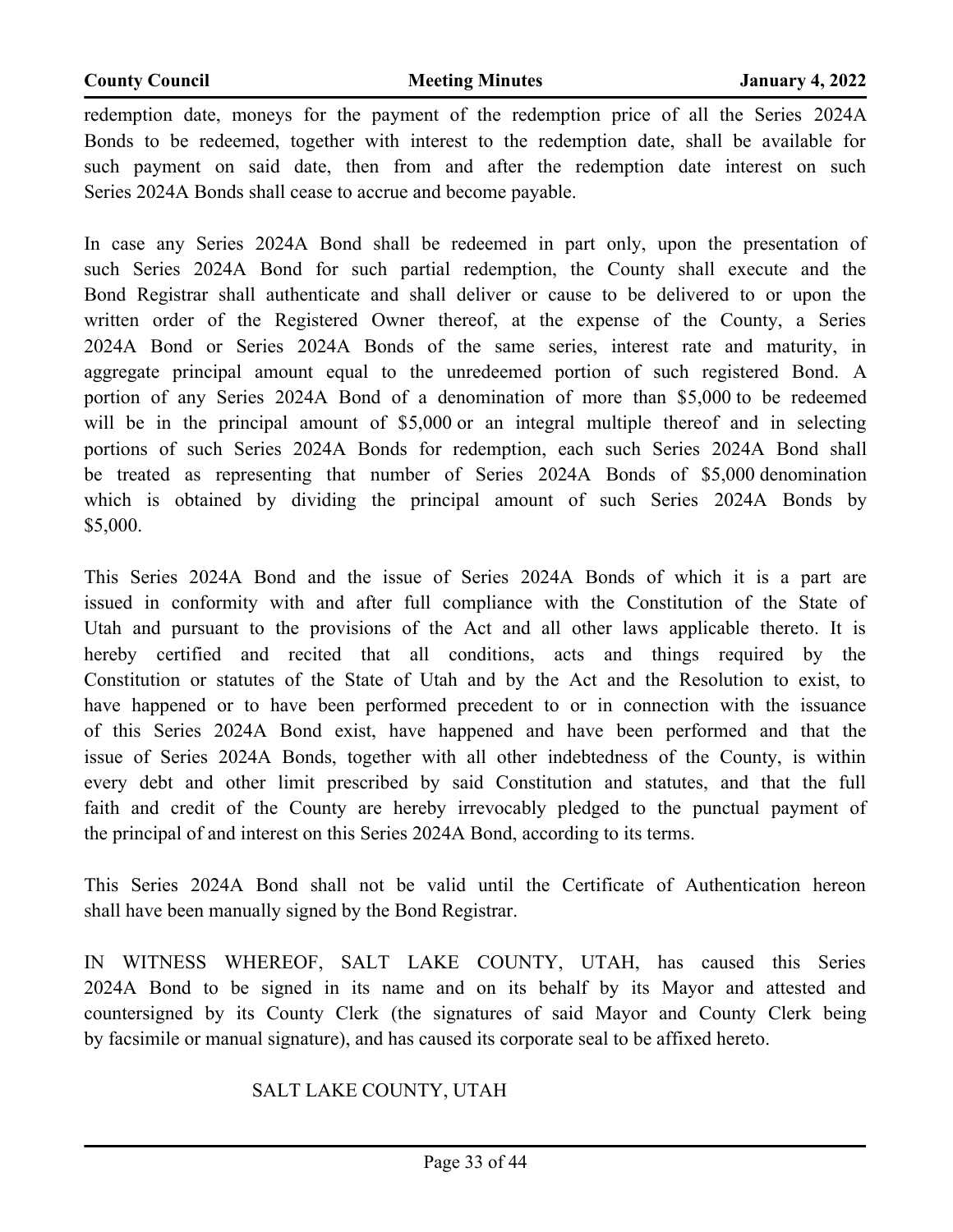redemption date, moneys for the payment of the redemption price of all the Series 2024A Bonds to be redeemed, together with interest to the redemption date, shall be available for such payment on said date, then from and after the redemption date interest on such Series 2024A Bonds shall cease to accrue and become payable.

In case any Series 2024A Bond shall be redeemed in part only, upon the presentation of such Series 2024A Bond for such partial redemption, the County shall execute and the Bond Registrar shall authenticate and shall deliver or cause to be delivered to or upon the written order of the Registered Owner thereof, at the expense of the County, a Series 2024A Bond or Series 2024A Bonds of the same series, interest rate and maturity, in aggregate principal amount equal to the unredeemed portion of such registered Bond. A portion of any Series 2024A Bond of a denomination of more than $5,000 to be redeemed will be in the principal amount of $5,000 or an integral multiple thereof and in selecting portions of such Series 2024A Bonds for redemption, each such Series 2024A Bond shall be treated as representing that number of Series 2024A Bonds of $5,000 denomination which is obtained by dividing the principal amount of such Series 2024A Bonds by $5,000.

This Series 2024A Bond and the issue of Series 2024A Bonds of which it is a part are issued in conformity with and after full compliance with the Constitution of the State of Utah and pursuant to the provisions of the Act and all other laws applicable thereto. It is hereby certified and recited that all conditions, acts and things required by the Constitution or statutes of the State of Utah and by the Act and the Resolution to exist, to have happened or to have been performed precedent to or in connection with the issuance of this Series 2024A Bond exist, have happened and have been performed and that the issue of Series 2024A Bonds, together with all other indebtedness of the County, is within every debt and other limit prescribed by said Constitution and statutes, and that the full faith and credit of the County are hereby irrevocably pledged to the punctual payment of the principal of and interest on this Series 2024A Bond, according to its terms.

This Series 2024A Bond shall not be valid until the Certificate of Authentication hereon shall have been manually signed by the Bond Registrar.

IN WITNESS WHEREOF, SALT LAKE COUNTY, UTAH, has caused this Series 2024A Bond to be signed in its name and on its behalf by its Mayor and attested and countersigned by its County Clerk (the signatures of said Mayor and County Clerk being by facsimile or manual signature), and has caused its corporate seal to be affixed hereto.

SALT LAKE COUNTY, UTAH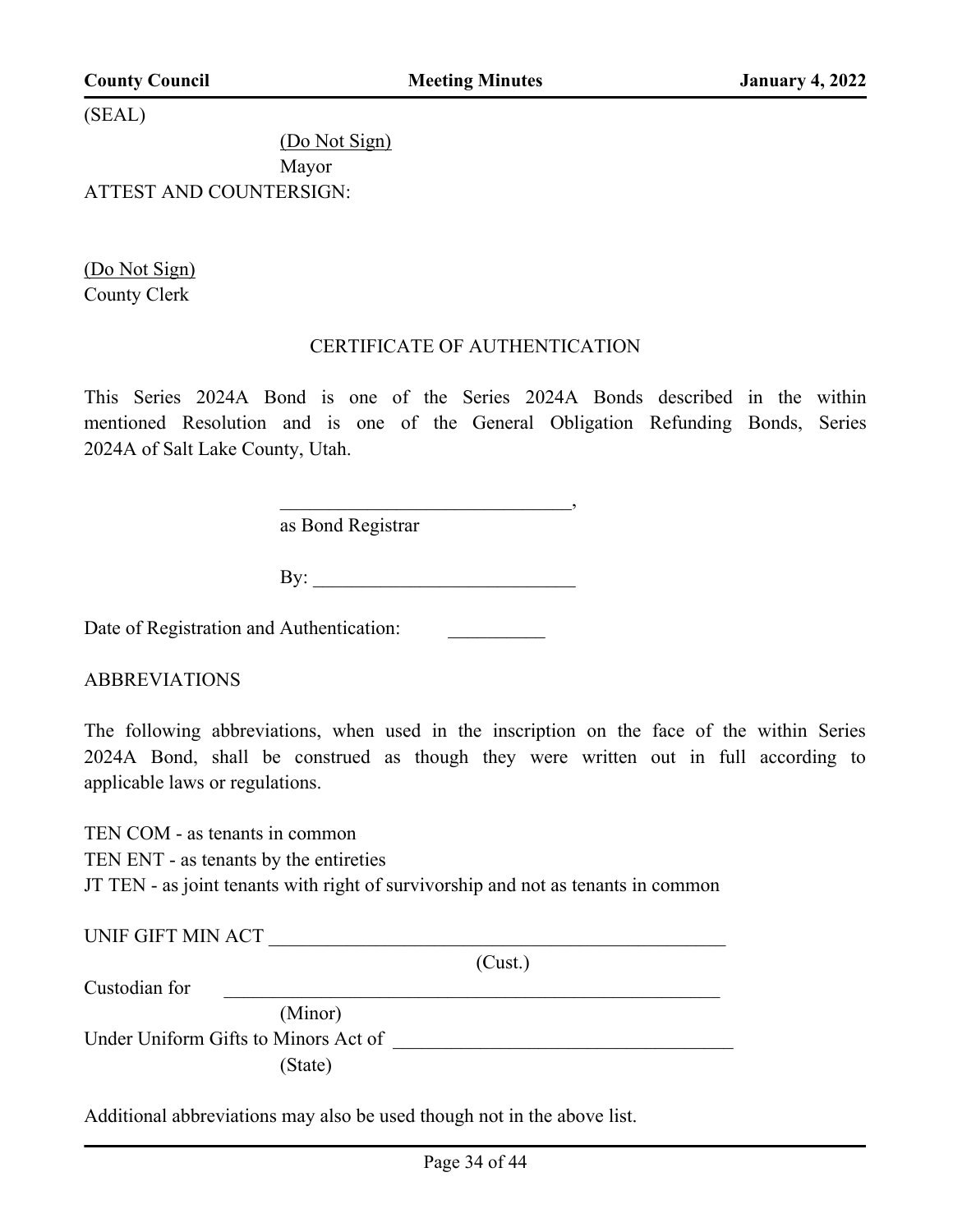(SEAL)

(Do Not Sign)
Mayor

ATTEST AND COUNTERSIGN:

(Do Not Sign)
County Clerk

CERTIFICATE OF AUTHENTICATION

This Series 2024A Bond is one of the Series 2024A Bonds described in the within mentioned Resolution and is one of the General Obligation Refunding Bonds, Series 2024A of Salt Lake County, Utah.

______________________________,
as Bond Registrar

By: ___________________________

Date of Registration and Authentication: __________

ABBREVIATIONS

The following abbreviations, when used in the inscription on the face of the within Series 2024A Bond, shall be construed as though they were written out in full according to applicable laws or regulations.

TEN COM - as tenants in common
TEN ENT - as tenants by the entireties
JT TEN - as joint tenants with right of survivorship and not as tenants in common

UNIF GIFT MIN ACT __________________________________________________
(Cust.)
Custodian for ______________________________________________________
(Minor)
Under Uniform Gifts to Minors Act of ___________________________________
(State)

Additional abbreviations may also be used though not in the above list.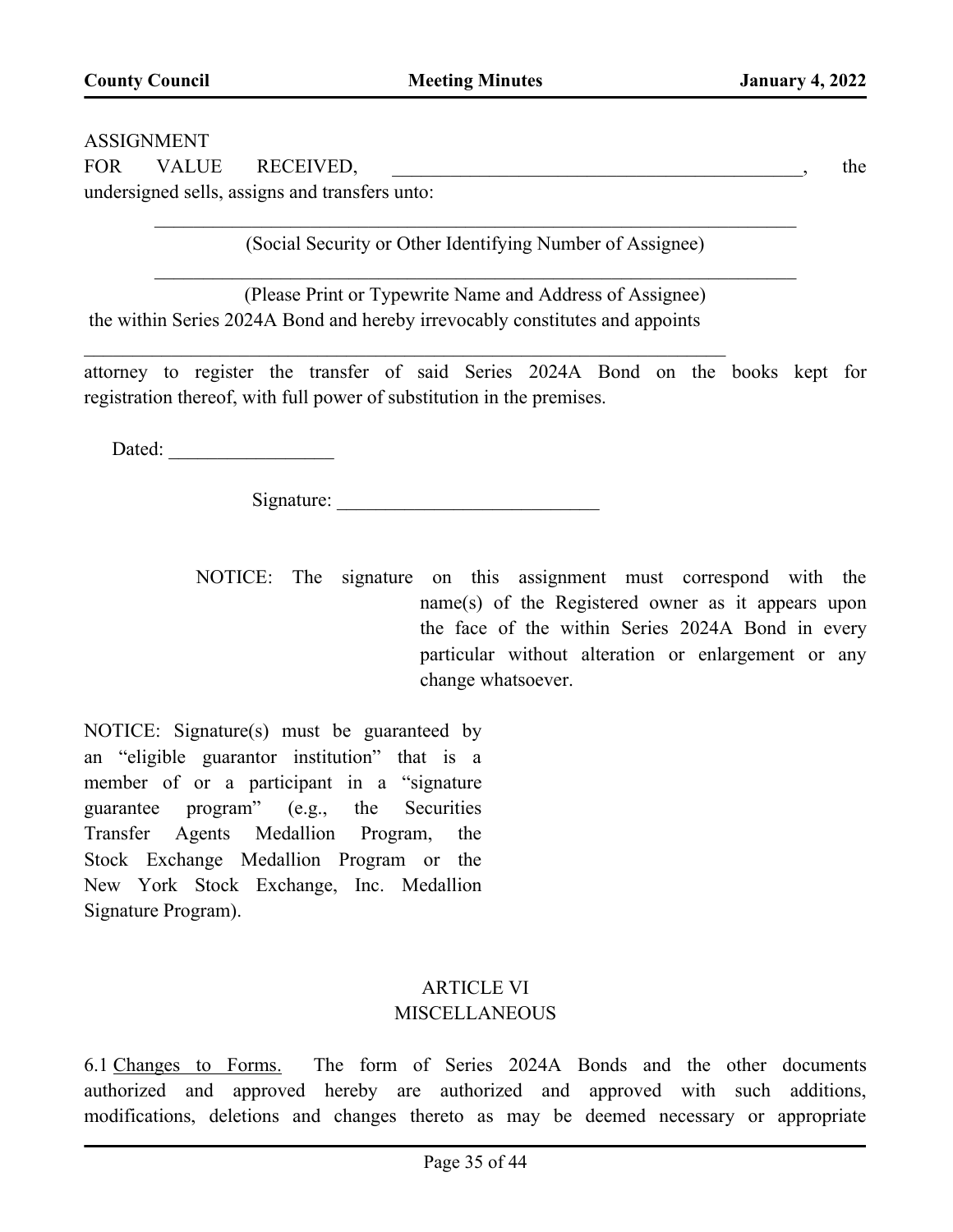ASSIGNMENT

FOR VALUE RECEIVED, ____________________________________________, the undersigned sells, assigns and transfers unto:

____________________________________________________________________

(Social Security or Other Identifying Number of Assignee)

____________________________________________________________________

(Please Print or Typewrite Name and Address of Assignee)

the within Series 2024A Bond and hereby irrevocably constitutes and appoints

______________________________________________________________________

attorney to register the transfer of said Series 2024A Bond on the books kept for registration thereof, with full power of substitution in the premises.

Dated: _________________

Signature: ___________________________

NOTICE: The signature on this assignment must correspond with the name(s) of the Registered owner as it appears upon the face of the within Series 2024A Bond in every particular without alteration or enlargement or any change whatsoever.

NOTICE: Signature(s) must be guaranteed by an "eligible guarantor institution" that is a member of or a participant in a "signature guarantee program" (e.g., the Securities Transfer Agents Medallion Program, the Stock Exchange Medallion Program or the New York Stock Exchange, Inc. Medallion Signature Program).

## ARTICLE VI
## MISCELLANEOUS

6.1 Changes to Forms. The form of Series 2024A Bonds and the other documents authorized and approved hereby are authorized and approved with such additions, modifications, deletions and changes thereto as may be deemed necessary or appropriate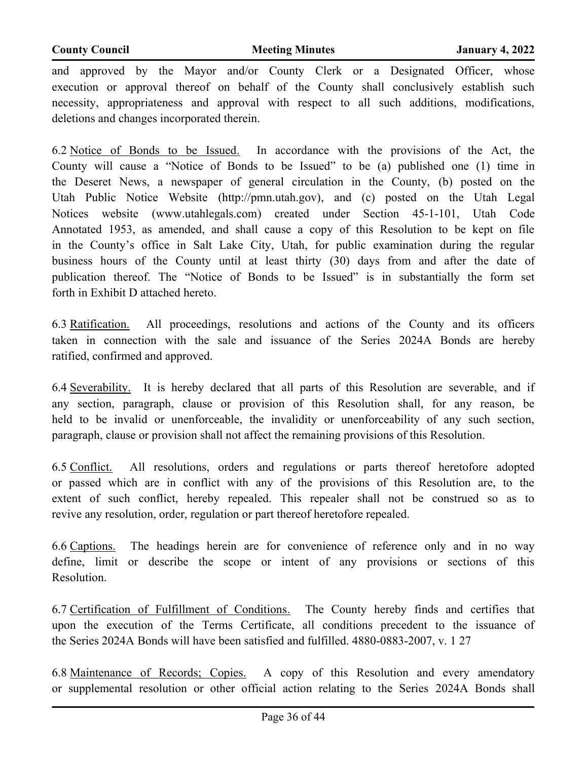and approved by the Mayor and/or County Clerk or a Designated Officer, whose execution or approval thereof on behalf of the County shall conclusively establish such necessity, appropriateness and approval with respect to all such additions, modifications, deletions and changes incorporated therein.

6.2 <u>Notice of Bonds to be Issued.</u> In accordance with the provisions of the Act, the County will cause a "Notice of Bonds to be Issued" to be (a) published one (1) time in the Deseret News, a newspaper of general circulation in the County, (b) posted on the Utah Public Notice Website (http://pmn.utah.gov), and (c) posted on the Utah Legal Notices website (www.utahlegals.com) created under Section 45-1-101, Utah Code Annotated 1953, as amended, and shall cause a copy of this Resolution to be kept on file in the County's office in Salt Lake City, Utah, for public examination during the regular business hours of the County until at least thirty (30) days from and after the date of publication thereof. The "Notice of Bonds to be Issued" is in substantially the form set forth in Exhibit D attached hereto.

6.3 <u>Ratification.</u> All proceedings, resolutions and actions of the County and its officers taken in connection with the sale and issuance of the Series 2024A Bonds are hereby ratified, confirmed and approved.

6.4 <u>Severability.</u> It is hereby declared that all parts of this Resolution are severable, and if any section, paragraph, clause or provision of this Resolution shall, for any reason, be held to be invalid or unenforceable, the invalidity or unenforceability of any such section, paragraph, clause or provision shall not affect the remaining provisions of this Resolution.

6.5 <u>Conflict.</u> All resolutions, orders and regulations or parts thereof heretofore adopted or passed which are in conflict with any of the provisions of this Resolution are, to the extent of such conflict, hereby repealed. This repealer shall not be construed so as to revive any resolution, order, regulation or part thereof heretofore repealed.

6.6 <u>Captions.</u> The headings herein are for convenience of reference only and in no way define, limit or describe the scope or intent of any provisions or sections of this Resolution.

6.7 <u>Certification of Fulfillment of Conditions.</u> The County hereby finds and certifies that upon the execution of the Terms Certificate, all conditions precedent to the issuance of the Series 2024A Bonds will have been satisfied and fulfilled. 4880-0883-2007, v. 1 27

6.8 <u>Maintenance of Records; Copies.</u> A copy of this Resolution and every amendatory or supplemental resolution or other official action relating to the Series 2024A Bonds shall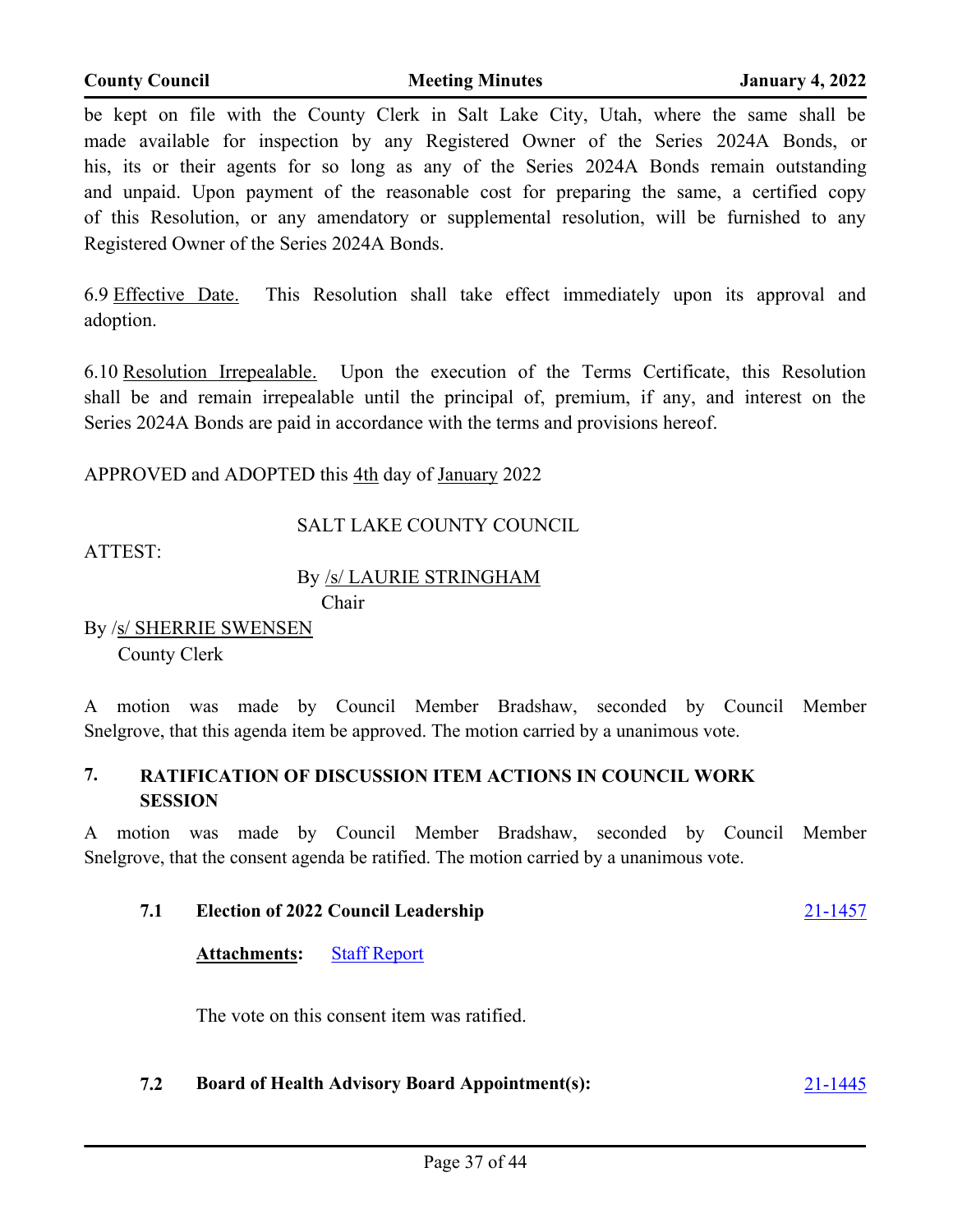be kept on file with the County Clerk in Salt Lake City, Utah, where the same shall be made available for inspection by any Registered Owner of the Series 2024A Bonds, or his, its or their agents for so long as any of the Series 2024A Bonds remain outstanding and unpaid. Upon payment of the reasonable cost for preparing the same, a certified copy of this Resolution, or any amendatory or supplemental resolution, will be furnished to any Registered Owner of the Series 2024A Bonds.

6.9 Effective Date. This Resolution shall take effect immediately upon its approval and adoption.

6.10 Resolution Irrepealable. Upon the execution of the Terms Certificate, this Resolution shall be and remain irrepealable until the principal of, premium, if any, and interest on the Series 2024A Bonds are paid in accordance with the terms and provisions hereof.

APPROVED and ADOPTED this 4th day of January 2022

SALT LAKE COUNTY COUNCIL

ATTEST:

By /s/ LAURIE STRINGHAM
Chair

By /s/ SHERRIE SWENSEN
County Clerk

A motion was made by Council Member Bradshaw, seconded by Council Member Snelgrove, that this agenda item be approved. The motion carried by a unanimous vote.

## 7. RATIFICATION OF DISCUSSION ITEM ACTIONS IN COUNCIL WORK SESSION

A motion was made by Council Member Bradshaw, seconded by Council Member Snelgrove, that the consent agenda be ratified. The motion carried by a unanimous vote.

### 7.1 Election of 2022 Council Leadership — 21-1457

**Attachments:** Staff Report

The vote on this consent item was ratified.

### 7.2 Board of Health Advisory Board Appointment(s): — 21-1445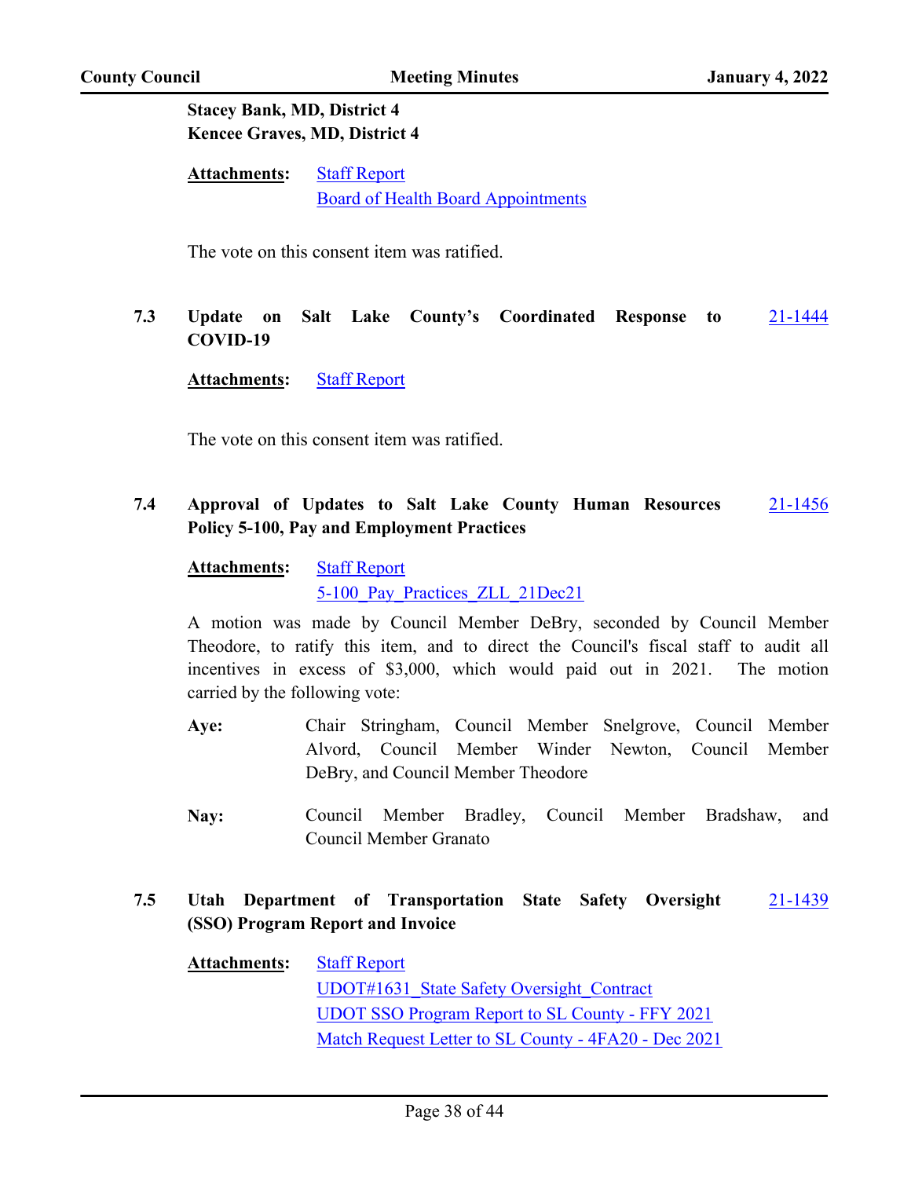**Stacey Bank, MD, District 4**
**Kencee Graves, MD, District 4**

**Attachments:** Staff Report
Board of Health Board Appointments

The vote on this consent item was ratified.

**7.3 Update on Salt Lake County's Coordinated Response to COVID-19** 21-1444

**Attachments:** Staff Report

The vote on this consent item was ratified.

**7.4 Approval of Updates to Salt Lake County Human Resources Policy 5-100, Pay and Employment Practices** 21-1456

**Attachments:** Staff Report
5-100_Pay_Practices_ZLL_21Dec21

A motion was made by Council Member DeBry, seconded by Council Member Theodore, to ratify this item, and to direct the Council's fiscal staff to audit all incentives in excess of $3,000, which would paid out in 2021. The motion carried by the following vote:

**Aye:** Chair Stringham, Council Member Snelgrove, Council Member Alvord, Council Member Winder Newton, Council Member DeBry, and Council Member Theodore

**Nay:** Council Member Bradley, Council Member Bradshaw, and Council Member Granato

**7.5 Utah Department of Transportation State Safety Oversight (SSO) Program Report and Invoice** 21-1439

**Attachments:** Staff Report
UDOT#1631_State Safety Oversight_Contract
UDOT SSO Program Report to SL County - FFY 2021
Match Request Letter to SL County - 4FA20 - Dec 2021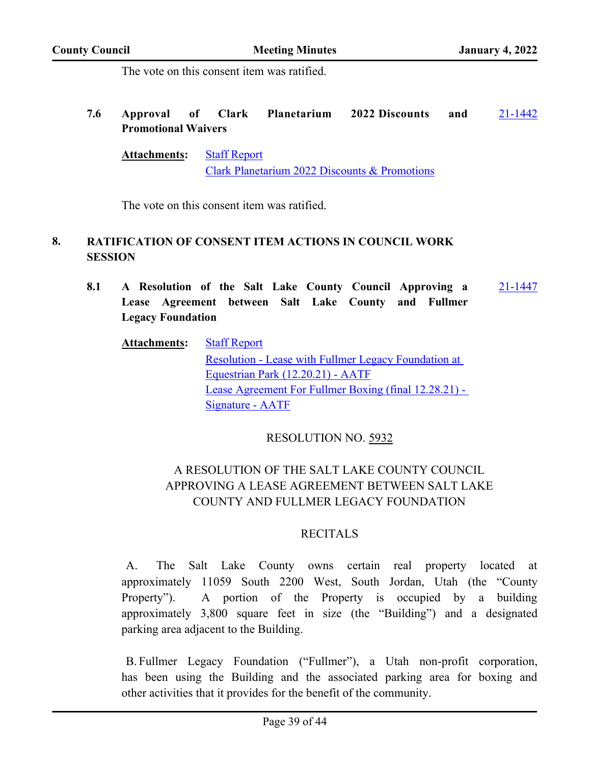The vote on this consent item was ratified.

**7.6 Approval of Clark Planetarium 2022 Discounts and Promotional Waivers** 21-1442

**Attachments:** Staff Report
Clark Planetarium 2022 Discounts & Promotions

The vote on this consent item was ratified.

## 8. RATIFICATION OF CONSENT ITEM ACTIONS IN COUNCIL WORK SESSION

**8.1 A Resolution of the Salt Lake County Council Approving a Lease Agreement between Salt Lake County and Fullmer Legacy Foundation** 21-1447

**Attachments:** Staff Report
Resolution - Lease with Fullmer Legacy Foundation at Equestrian Park (12.20.21) - AATF
Lease Agreement For Fullmer Boxing (final 12.28.21) - Signature - AATF

RESOLUTION NO. 5932

A RESOLUTION OF THE SALT LAKE COUNTY COUNCIL APPROVING A LEASE AGREEMENT BETWEEN SALT LAKE COUNTY AND FULLMER LEGACY FOUNDATION

RECITALS

A. The Salt Lake County owns certain real property located at approximately 11059 South 2200 West, South Jordan, Utah (the "County Property"). A portion of the Property is occupied by a building approximately 3,800 square feet in size (the "Building") and a designated parking area adjacent to the Building.

B. Fullmer Legacy Foundation ("Fullmer"), a Utah non-profit corporation, has been using the Building and the associated parking area for boxing and other activities that it provides for the benefit of the community.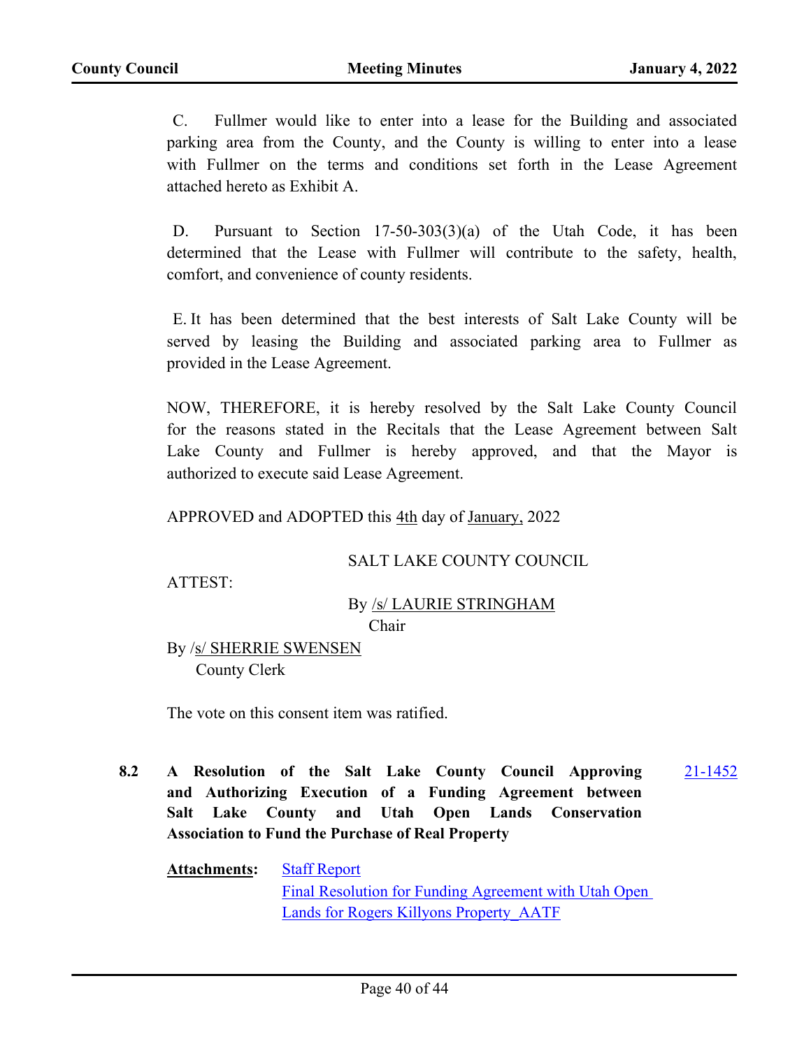C. Fullmer would like to enter into a lease for the Building and associated parking area from the County, and the County is willing to enter into a lease with Fullmer on the terms and conditions set forth in the Lease Agreement attached hereto as Exhibit A.

D. Pursuant to Section 17-50-303(3)(a) of the Utah Code, it has been determined that the Lease with Fullmer will contribute to the safety, health, comfort, and convenience of county residents.

E. It has been determined that the best interests of Salt Lake County will be served by leasing the Building and associated parking area to Fullmer as provided in the Lease Agreement.

NOW, THEREFORE, it is hereby resolved by the Salt Lake County Council for the reasons stated in the Recitals that the Lease Agreement between Salt Lake County and Fullmer is hereby approved, and that the Mayor is authorized to execute said Lease Agreement.

APPROVED and ADOPTED this 4th day of January, 2022

SALT LAKE COUNTY COUNCIL

ATTEST:

By /s/ LAURIE STRINGHAM
Chair

By /s/ SHERRIE SWENSEN
County Clerk

The vote on this consent item was ratified.

**8.2 A Resolution of the Salt Lake County Council Approving and Authorizing Execution of a Funding Agreement between Salt Lake County and Utah Open Lands Conservation Association to Fund the Purchase of Real Property** 21-1452

**Attachments:** Staff Report
Final Resolution for Funding Agreement with Utah Open Lands for Rogers Killyons Property_AATF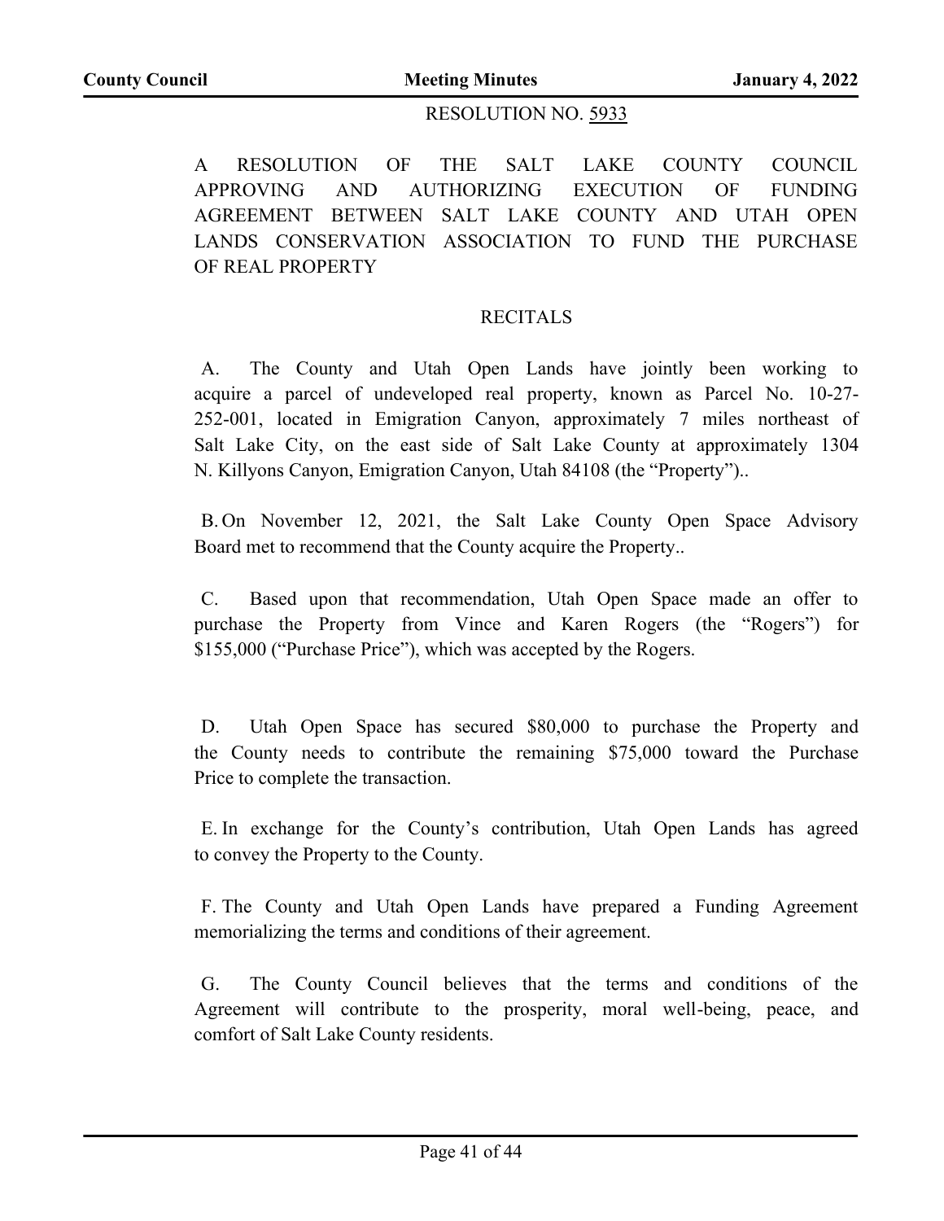RESOLUTION NO. 5933

A RESOLUTION OF THE SALT LAKE COUNTY COUNCIL APPROVING AND AUTHORIZING EXECUTION OF FUNDING AGREEMENT BETWEEN SALT LAKE COUNTY AND UTAH OPEN LANDS CONSERVATION ASSOCIATION TO FUND THE PURCHASE OF REAL PROPERTY

RECITALS

A. The County and Utah Open Lands have jointly been working to acquire a parcel of undeveloped real property, known as Parcel No. 10-27-252-001, located in Emigration Canyon, approximately 7 miles northeast of Salt Lake City, on the east side of Salt Lake County at approximately 1304 N. Killyons Canyon, Emigration Canyon, Utah 84108 (the "Property")..

B. On November 12, 2021, the Salt Lake County Open Space Advisory Board met to recommend that the County acquire the Property..

C. Based upon that recommendation, Utah Open Space made an offer to purchase the Property from Vince and Karen Rogers (the "Rogers") for $155,000 ("Purchase Price"), which was accepted by the Rogers.

D. Utah Open Space has secured $80,000 to purchase the Property and the County needs to contribute the remaining $75,000 toward the Purchase Price to complete the transaction.

E. In exchange for the County's contribution, Utah Open Lands has agreed to convey the Property to the County.

F. The County and Utah Open Lands have prepared a Funding Agreement memorializing the terms and conditions of their agreement.

G. The County Council believes that the terms and conditions of the Agreement will contribute to the prosperity, moral well-being, peace, and comfort of Salt Lake County residents.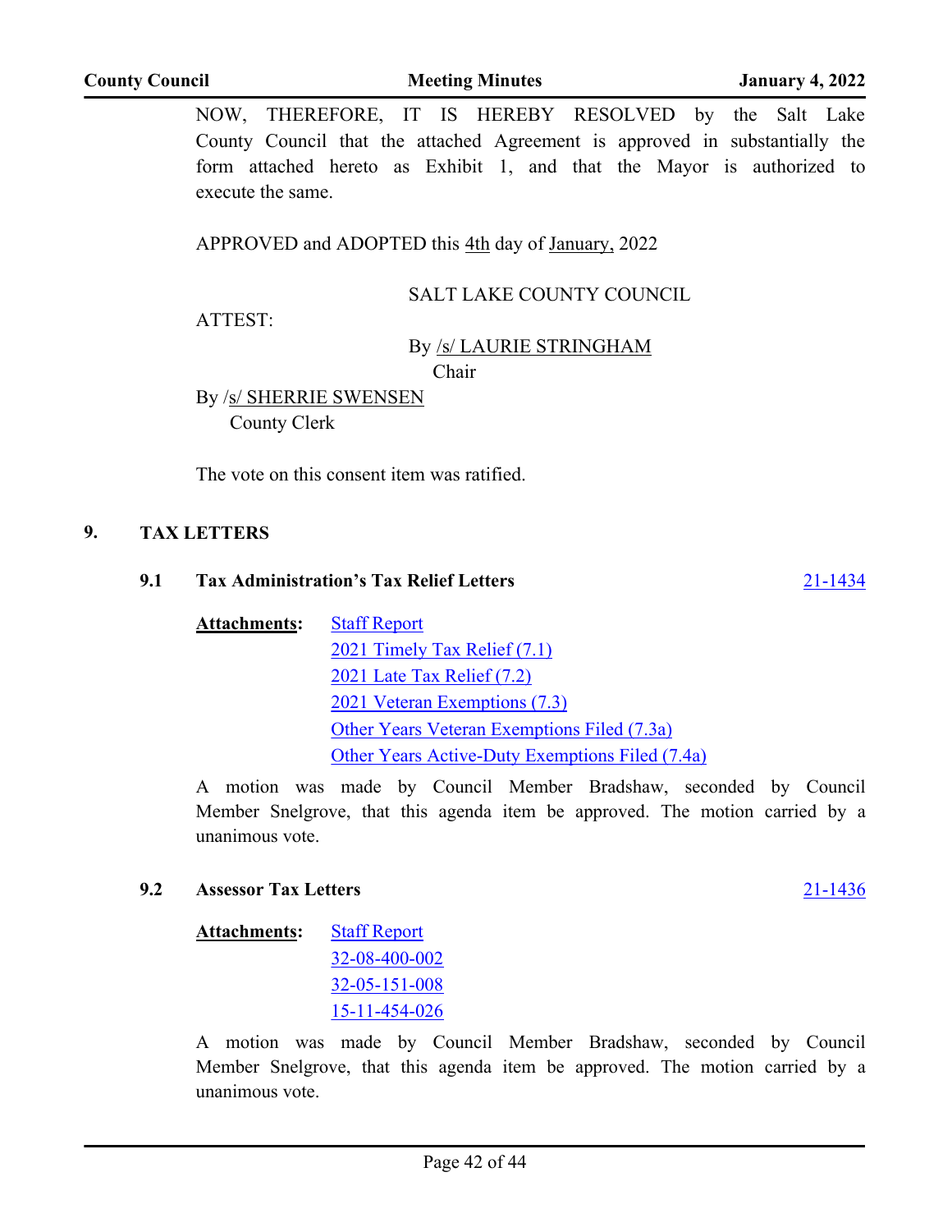NOW, THEREFORE, IT IS HEREBY RESOLVED by the Salt Lake County Council that the attached Agreement is approved in substantially the form attached hereto as Exhibit 1, and that the Mayor is authorized to execute the same.

APPROVED and ADOPTED this 4th day of January, 2022

SALT LAKE COUNTY COUNCIL

ATTEST:

By /s/ LAURIE STRINGHAM
Chair

By /s/ SHERRIE SWENSEN
County Clerk

The vote on this consent item was ratified.

## 9. TAX LETTERS

### 9.1 Tax Administration's Tax Relief Letters

21-1434

**Attachments:** Staff Report
2021 Timely Tax Relief (7.1)
2021 Late Tax Relief (7.2)
2021 Veteran Exemptions (7.3)
Other Years Veteran Exemptions Filed (7.3a)
Other Years Active-Duty Exemptions Filed (7.4a)

A motion was made by Council Member Bradshaw, seconded by Council Member Snelgrove, that this agenda item be approved. The motion carried by a unanimous vote.

### 9.2 Assessor Tax Letters

21-1436

**Attachments:** Staff Report
32-08-400-002
32-05-151-008
15-11-454-026

A motion was made by Council Member Bradshaw, seconded by Council Member Snelgrove, that this agenda item be approved. The motion carried by a unanimous vote.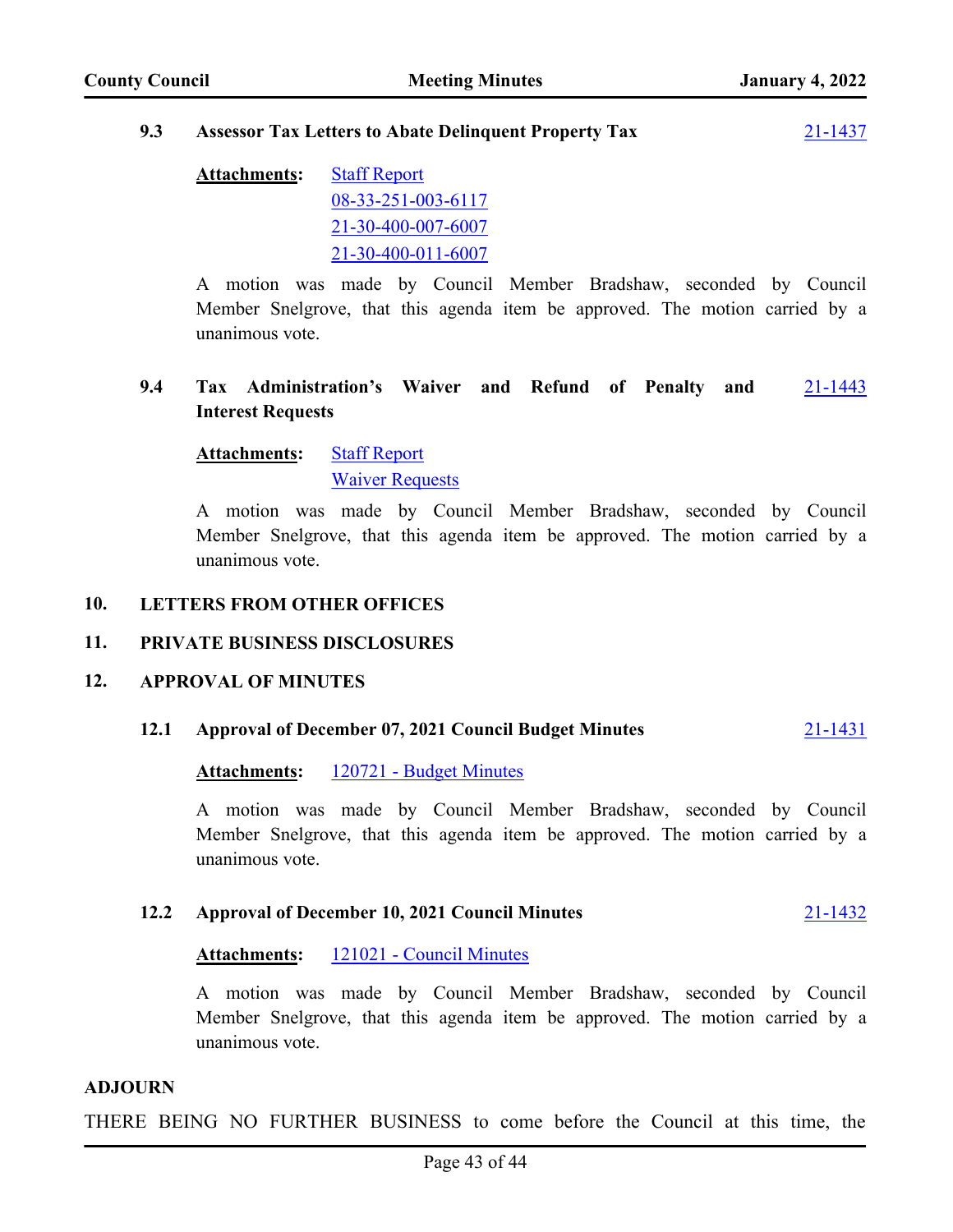### 9.3 Assessor Tax Letters to Abate Delinquent Property Tax — 21-1437

**Attachments:** Staff Report
08-33-251-003-6117
21-30-400-007-6007
21-30-400-011-6007

A motion was made by Council Member Bradshaw, seconded by Council Member Snelgrove, that this agenda item be approved. The motion carried by a unanimous vote.

### 9.4 Tax Administration's Waiver and Refund of Penalty and Interest Requests — 21-1443

**Attachments:** Staff Report
Waiver Requests

A motion was made by Council Member Bradshaw, seconded by Council Member Snelgrove, that this agenda item be approved. The motion carried by a unanimous vote.

## 10. LETTERS FROM OTHER OFFICES

## 11. PRIVATE BUSINESS DISCLOSURES

## 12. APPROVAL OF MINUTES

### 12.1 Approval of December 07, 2021 Council Budget Minutes — 21-1431

**Attachments:** 120721 - Budget Minutes

A motion was made by Council Member Bradshaw, seconded by Council Member Snelgrove, that this agenda item be approved. The motion carried by a unanimous vote.

### 12.2 Approval of December 10, 2021 Council Minutes — 21-1432

**Attachments:** 121021 - Council Minutes

A motion was made by Council Member Bradshaw, seconded by Council Member Snelgrove, that this agenda item be approved. The motion carried by a unanimous vote.

## ADJOURN

THERE BEING NO FURTHER BUSINESS to come before the Council at this time, the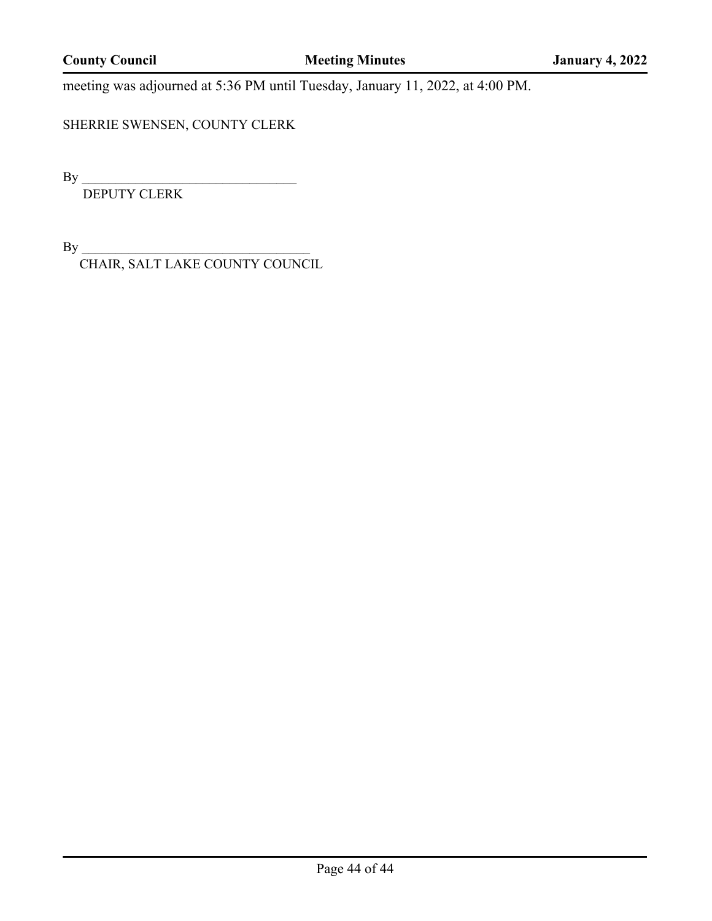meeting was adjourned at 5:36 PM until Tuesday, January 11, 2022, at 4:00 PM.

SHERRIE SWENSEN, COUNTY CLERK

By ________________________________
DEPUTY CLERK

By __________________________________
CHAIR, SALT LAKE COUNTY COUNCIL